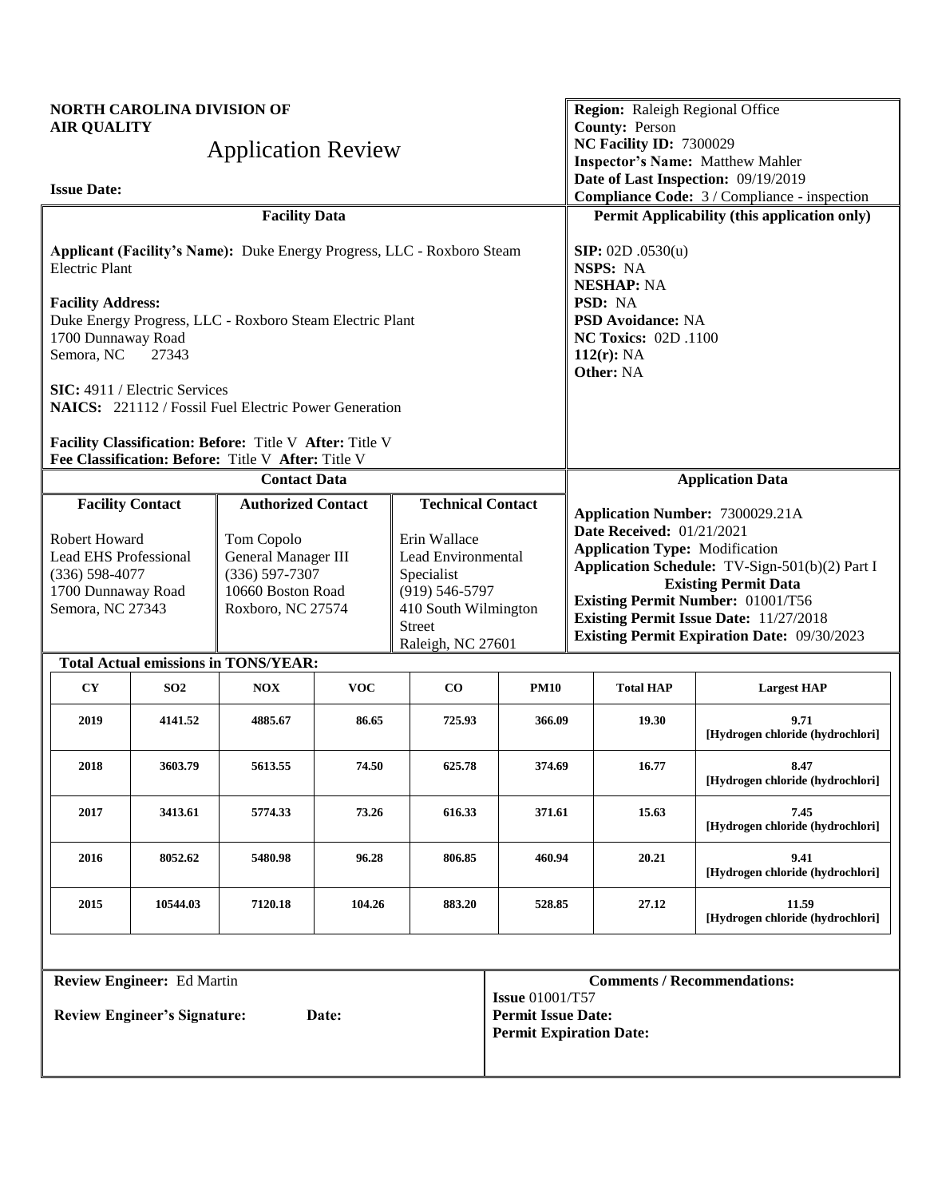**NORTH CAROLINA DIVISION OF AIR QUALITY**

# Application Review

**Issue Date:**

**Region:** Raleigh Regional Office
**County:** Person
**NC Facility ID:** 7300029
**Inspector's Name:** Matthew Mahler
**Date of Last Inspection:** 09/19/2019
**Compliance Code:** 3 / Compliance - inspection

## Facility Data

**Applicant (Facility's Name):** Duke Energy Progress, LLC - Roxboro Steam Electric Plant

**Facility Address:**
Duke Energy Progress, LLC - Roxboro Steam Electric Plant
1700 Dunnaway Road
Semora, NC 27343

**SIC:** 4911 / Electric Services
**NAICS:** 221112 / Fossil Fuel Electric Power Generation

**Facility Classification: Before:** Title V **After:** Title V
**Fee Classification: Before:** Title V **After:** Title V

## Permit Applicability (this application only)

**SIP:** 02D .0530(u)
**NSPS:** NA
**NESHAP:** NA
**PSD:** NA
**PSD Avoidance:** NA
**NC Toxics:** 02D .1100
**112(r):** NA
**Other:** NA

## Contact Data

| Facility Contact | Authorized Contact | Technical Contact |
|---|---|---|
| Robert Howard<br>Lead EHS Professional<br>(336) 598-4077<br>1700 Dunnaway Road<br>Semora, NC 27343 | Tom Copolo<br>General Manager III<br>(336) 597-7307<br>10660 Boston Road<br>Roxboro, NC 27574 | Erin Wallace<br>Lead Environmental Specialist<br>(919) 546-5797<br>410 South Wilmington Street<br>Raleigh, NC 27601 |

## Application Data

**Application Number:** 7300029.21A
**Date Received:** 01/21/2021
**Application Type:** Modification
**Application Schedule:** TV-Sign-501(b)(2) Part I

**Existing Permit Data**
**Existing Permit Number:** 01001/T56
**Existing Permit Issue Date:** 11/27/2018
**Existing Permit Expiration Date:** 09/30/2023

**Total Actual emissions in TONS/YEAR:**

| CY | SO2 | NOX | VOC | CO | PM10 | Total HAP | Largest HAP |
|---|---|---|---|---|---|---|---|
| 2019 | 4141.52 | 4885.67 | 86.65 | 725.93 | 366.09 | 19.30 | 9.71 [Hydrogen chloride (hydrochlori] |
| 2018 | 3603.79 | 5613.55 | 74.50 | 625.78 | 374.69 | 16.77 | 8.47 [Hydrogen chloride (hydrochlori] |
| 2017 | 3413.61 | 5774.33 | 73.26 | 616.33 | 371.61 | 15.63 | 7.45 [Hydrogen chloride (hydrochlori] |
| 2016 | 8052.62 | 5480.98 | 96.28 | 806.85 | 460.94 | 20.21 | 9.41 [Hydrogen chloride (hydrochlori] |
| 2015 | 10544.03 | 7120.18 | 104.26 | 883.20 | 528.85 | 27.12 | 11.59 [Hydrogen chloride (hydrochlori] |

**Review Engineer:** Ed Martin

**Review Engineer's Signature:** **Date:**

**Comments / Recommendations:**

**Issue** 01001/T57
**Permit Issue Date:**
**Permit Expiration Date:**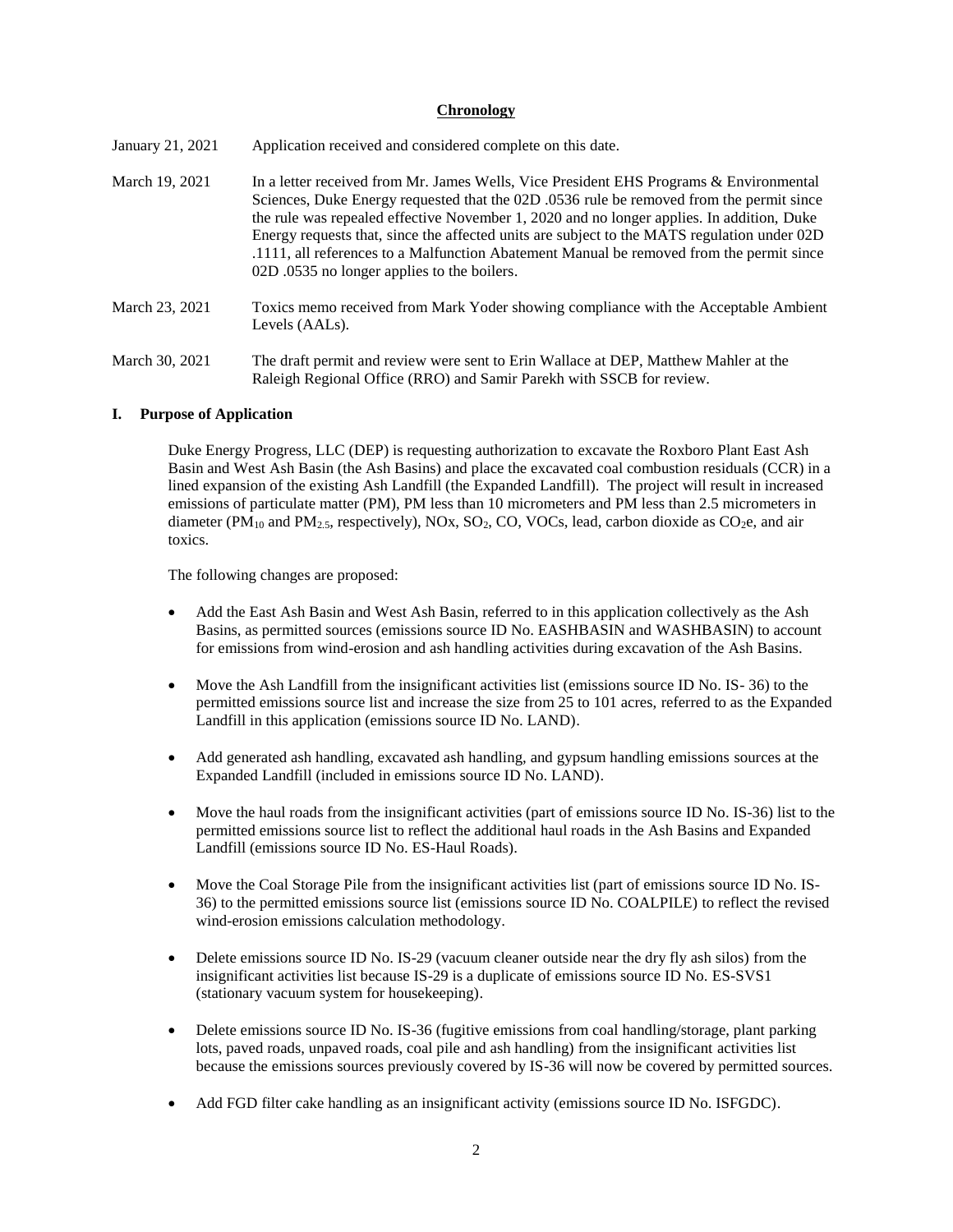**Chronology**

January 21, 2021 — Application received and considered complete on this date.

March 19, 2021 — In a letter received from Mr. James Wells, Vice President EHS Programs & Environmental Sciences, Duke Energy requested that the 02D .0536 rule be removed from the permit since the rule was repealed effective November 1, 2020 and no longer applies. In addition, Duke Energy requests that, since the affected units are subject to the MATS regulation under 02D .1111, all references to a Malfunction Abatement Manual be removed from the permit since 02D .0535 no longer applies to the boilers.

March 23, 2021 — Toxics memo received from Mark Yoder showing compliance with the Acceptable Ambient Levels (AALs).

March 30, 2021 — The draft permit and review were sent to Erin Wallace at DEP, Matthew Mahler at the Raleigh Regional Office (RRO) and Samir Parekh with SSCB for review.

## I. Purpose of Application

Duke Energy Progress, LLC (DEP) is requesting authorization to excavate the Roxboro Plant East Ash Basin and West Ash Basin (the Ash Basins) and place the excavated coal combustion residuals (CCR) in a lined expansion of the existing Ash Landfill (the Expanded Landfill). The project will result in increased emissions of particulate matter (PM), PM less than 10 micrometers and PM less than 2.5 micrometers in diameter ($PM_{10}$ and $PM_{2.5}$, respectively), NOx, $SO_2$, CO, VOCs, lead, carbon dioxide as $CO_2e$, and air toxics.

The following changes are proposed:

- Add the East Ash Basin and West Ash Basin, referred to in this application collectively as the Ash Basins, as permitted sources (emissions source ID No. EASHBASIN and WASHBASIN) to account for emissions from wind-erosion and ash handling activities during excavation of the Ash Basins.
- Move the Ash Landfill from the insignificant activities list (emissions source ID No. IS- 36) to the permitted emissions source list and increase the size from 25 to 101 acres, referred to as the Expanded Landfill in this application (emissions source ID No. LAND).
- Add generated ash handling, excavated ash handling, and gypsum handling emissions sources at the Expanded Landfill (included in emissions source ID No. LAND).
- Move the haul roads from the insignificant activities (part of emissions source ID No. IS-36) list to the permitted emissions source list to reflect the additional haul roads in the Ash Basins and Expanded Landfill (emissions source ID No. ES-Haul Roads).
- Move the Coal Storage Pile from the insignificant activities list (part of emissions source ID No. IS-36) to the permitted emissions source list (emissions source ID No. COALPILE) to reflect the revised wind-erosion emissions calculation methodology.
- Delete emissions source ID No. IS-29 (vacuum cleaner outside near the dry fly ash silos) from the insignificant activities list because IS-29 is a duplicate of emissions source ID No. ES-SVS1 (stationary vacuum system for housekeeping).
- Delete emissions source ID No. IS-36 (fugitive emissions from coal handling/storage, plant parking lots, paved roads, unpaved roads, coal pile and ash handling) from the insignificant activities list because the emissions sources previously covered by IS-36 will now be covered by permitted sources.
- Add FGD filter cake handling as an insignificant activity (emissions source ID No. ISFGDC).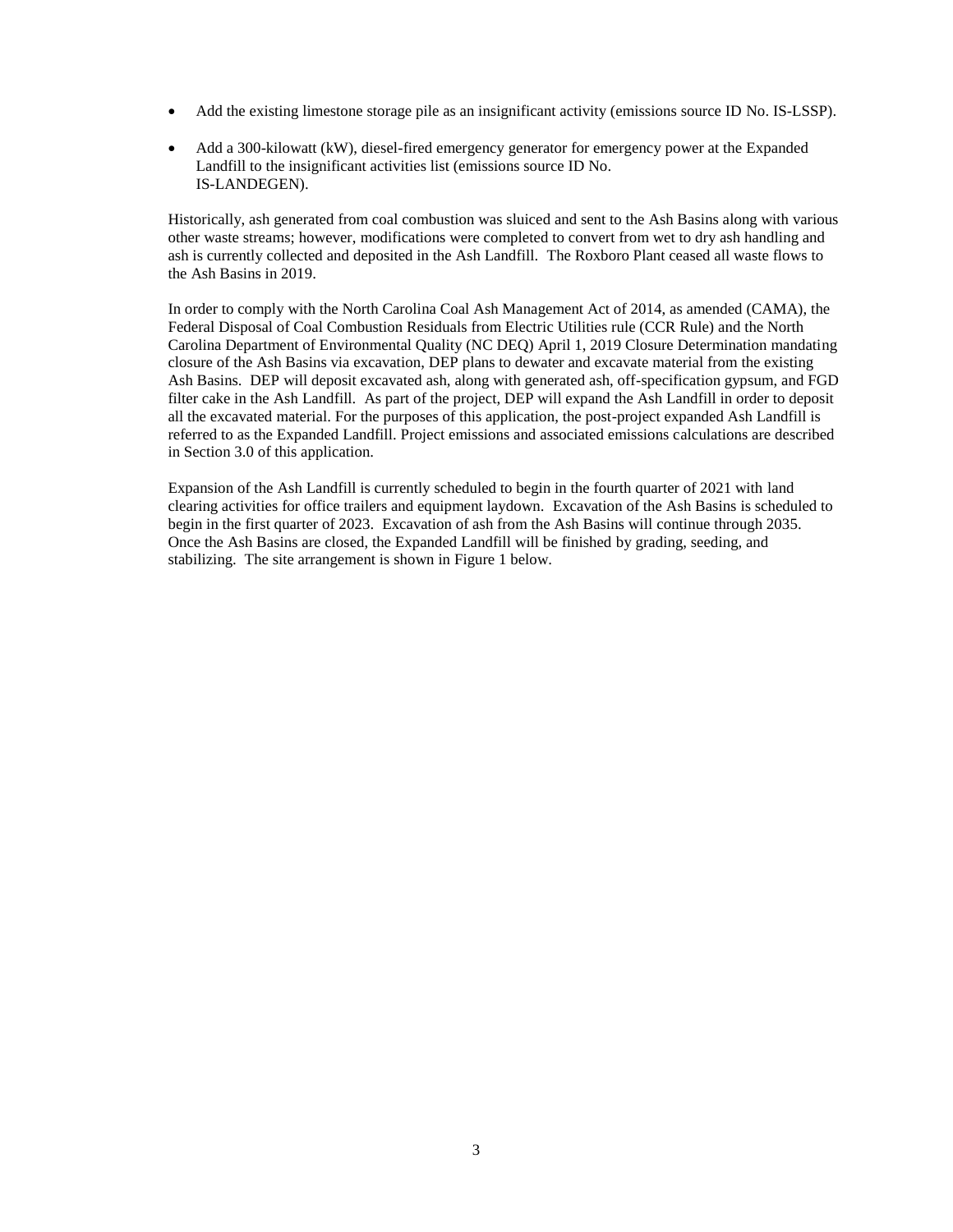- Add the existing limestone storage pile as an insignificant activity (emissions source ID No. IS-LSSP).
- Add a 300-kilowatt (kW), diesel-fired emergency generator for emergency power at the Expanded Landfill to the insignificant activities list (emissions source ID No. IS-LANDEGEN).

Historically, ash generated from coal combustion was sluiced and sent to the Ash Basins along with various other waste streams; however, modifications were completed to convert from wet to dry ash handling and ash is currently collected and deposited in the Ash Landfill. The Roxboro Plant ceased all waste flows to the Ash Basins in 2019.

In order to comply with the North Carolina Coal Ash Management Act of 2014, as amended (CAMA), the Federal Disposal of Coal Combustion Residuals from Electric Utilities rule (CCR Rule) and the North Carolina Department of Environmental Quality (NC DEQ) April 1, 2019 Closure Determination mandating closure of the Ash Basins via excavation, DEP plans to dewater and excavate material from the existing Ash Basins. DEP will deposit excavated ash, along with generated ash, off-specification gypsum, and FGD filter cake in the Ash Landfill. As part of the project, DEP will expand the Ash Landfill in order to deposit all the excavated material. For the purposes of this application, the post-project expanded Ash Landfill is referred to as the Expanded Landfill. Project emissions and associated emissions calculations are described in Section 3.0 of this application.

Expansion of the Ash Landfill is currently scheduled to begin in the fourth quarter of 2021 with land clearing activities for office trailers and equipment laydown. Excavation of the Ash Basins is scheduled to begin in the first quarter of 2023. Excavation of ash from the Ash Basins will continue through 2035. Once the Ash Basins are closed, the Expanded Landfill will be finished by grading, seeding, and stabilizing. The site arrangement is shown in Figure 1 below.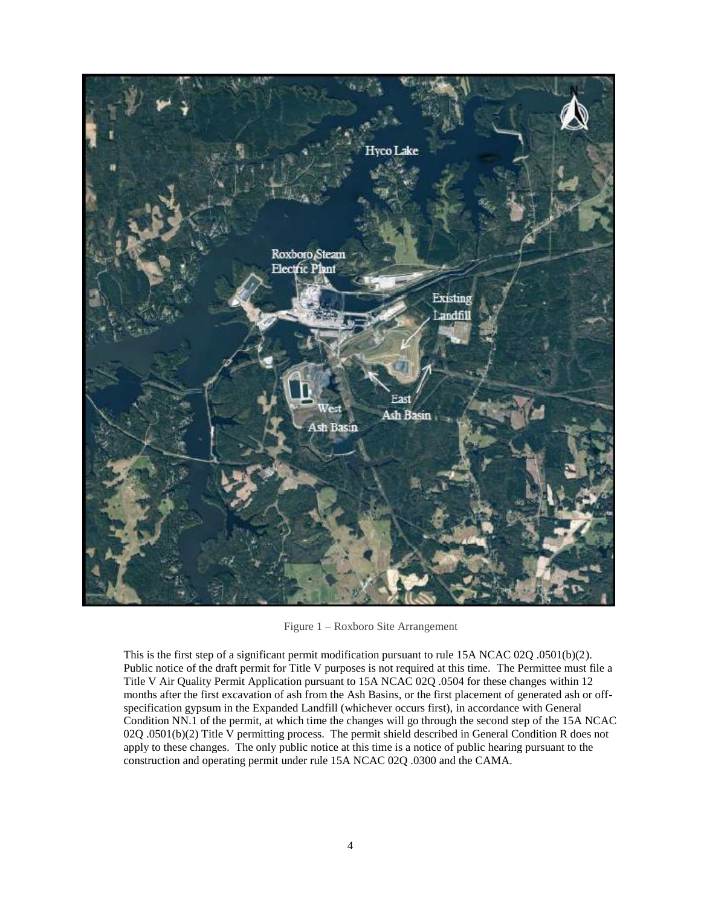Figure 1 – Roxboro Site Arrangement

This is the first step of a significant permit modification pursuant to rule 15A NCAC 02Q .0501(b)(2). Public notice of the draft permit for Title V purposes is not required at this time. The Permittee must file a Title V Air Quality Permit Application pursuant to 15A NCAC 02Q .0504 for these changes within 12 months after the first excavation of ash from the Ash Basins, or the first placement of generated ash or off-specification gypsum in the Expanded Landfill (whichever occurs first), in accordance with General Condition NN.1 of the permit, at which time the changes will go through the second step of the 15A NCAC 02Q .0501(b)(2) Title V permitting process. The permit shield described in General Condition R does not apply to these changes. The only public notice at this time is a notice of public hearing pursuant to the construction and operating permit under rule 15A NCAC 02Q .0300 and the CAMA.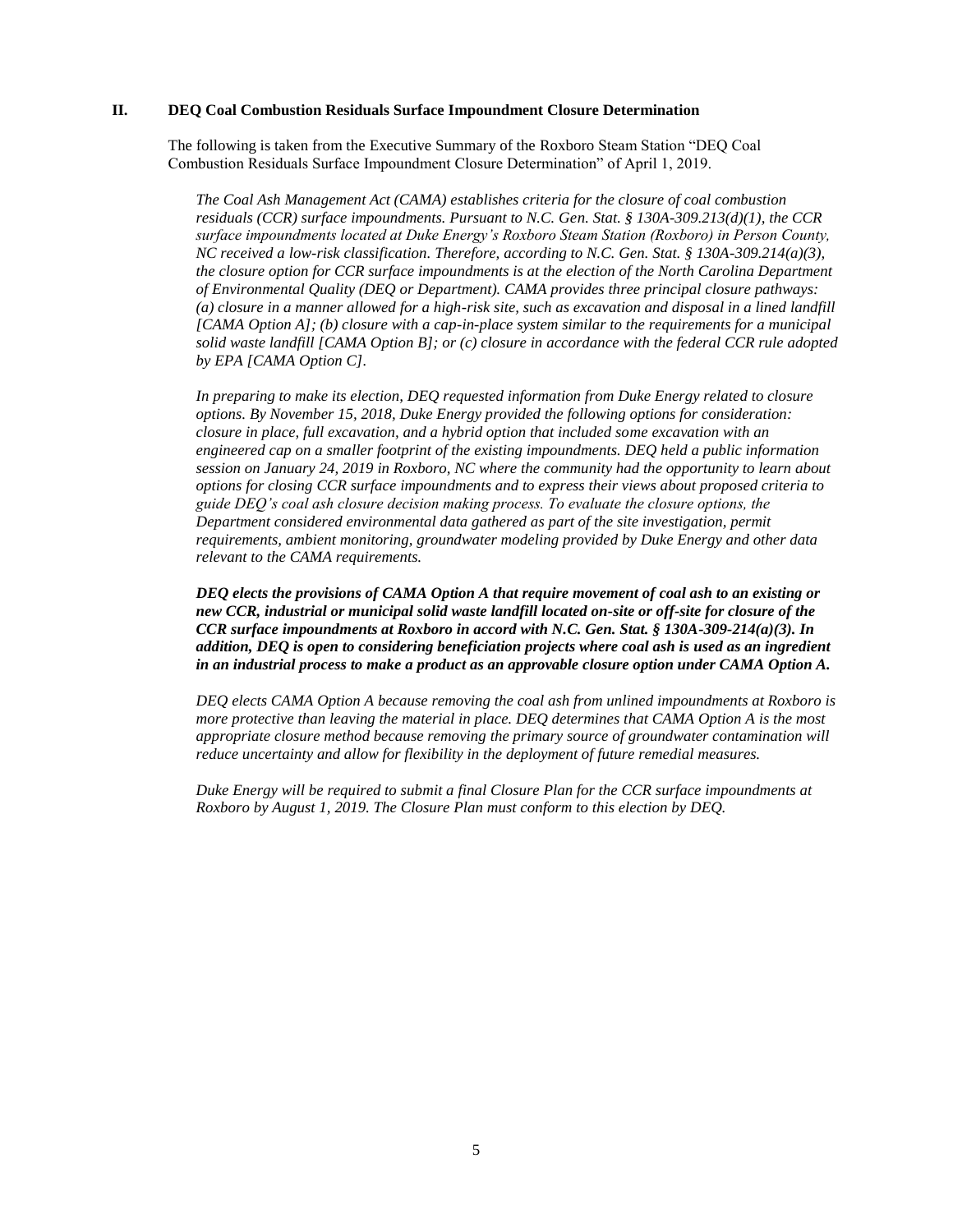## II. DEQ Coal Combustion Residuals Surface Impoundment Closure Determination

The following is taken from the Executive Summary of the Roxboro Steam Station "DEQ Coal Combustion Residuals Surface Impoundment Closure Determination" of April 1, 2019.

*The Coal Ash Management Act (CAMA) establishes criteria for the closure of coal combustion residuals (CCR) surface impoundments. Pursuant to N.C. Gen. Stat. § 130A-309.213(d)(1), the CCR surface impoundments located at Duke Energy's Roxboro Steam Station (Roxboro) in Person County, NC received a low-risk classification. Therefore, according to N.C. Gen. Stat. § 130A-309.214(a)(3), the closure option for CCR surface impoundments is at the election of the North Carolina Department of Environmental Quality (DEQ or Department). CAMA provides three principal closure pathways: (a) closure in a manner allowed for a high-risk site, such as excavation and disposal in a lined landfill [CAMA Option A]; (b) closure with a cap-in-place system similar to the requirements for a municipal solid waste landfill [CAMA Option B]; or (c) closure in accordance with the federal CCR rule adopted by EPA [CAMA Option C].*

*In preparing to make its election, DEQ requested information from Duke Energy related to closure options. By November 15, 2018, Duke Energy provided the following options for consideration: closure in place, full excavation, and a hybrid option that included some excavation with an engineered cap on a smaller footprint of the existing impoundments. DEQ held a public information session on January 24, 2019 in Roxboro, NC where the community had the opportunity to learn about options for closing CCR surface impoundments and to express their views about proposed criteria to guide DEQ's coal ash closure decision making process. To evaluate the closure options, the Department considered environmental data gathered as part of the site investigation, permit requirements, ambient monitoring, groundwater modeling provided by Duke Energy and other data relevant to the CAMA requirements.*

***DEQ elects the provisions of CAMA Option A that require movement of coal ash to an existing or new CCR, industrial or municipal solid waste landfill located on-site or off-site for closure of the CCR surface impoundments at Roxboro in accord with N.C. Gen. Stat. § 130A-309-214(a)(3). In addition, DEQ is open to considering beneficiation projects where coal ash is used as an ingredient in an industrial process to make a product as an approvable closure option under CAMA Option A.***

*DEQ elects CAMA Option A because removing the coal ash from unlined impoundments at Roxboro is more protective than leaving the material in place. DEQ determines that CAMA Option A is the most appropriate closure method because removing the primary source of groundwater contamination will reduce uncertainty and allow for flexibility in the deployment of future remedial measures.*

*Duke Energy will be required to submit a final Closure Plan for the CCR surface impoundments at Roxboro by August 1, 2019. The Closure Plan must conform to this election by DEQ.*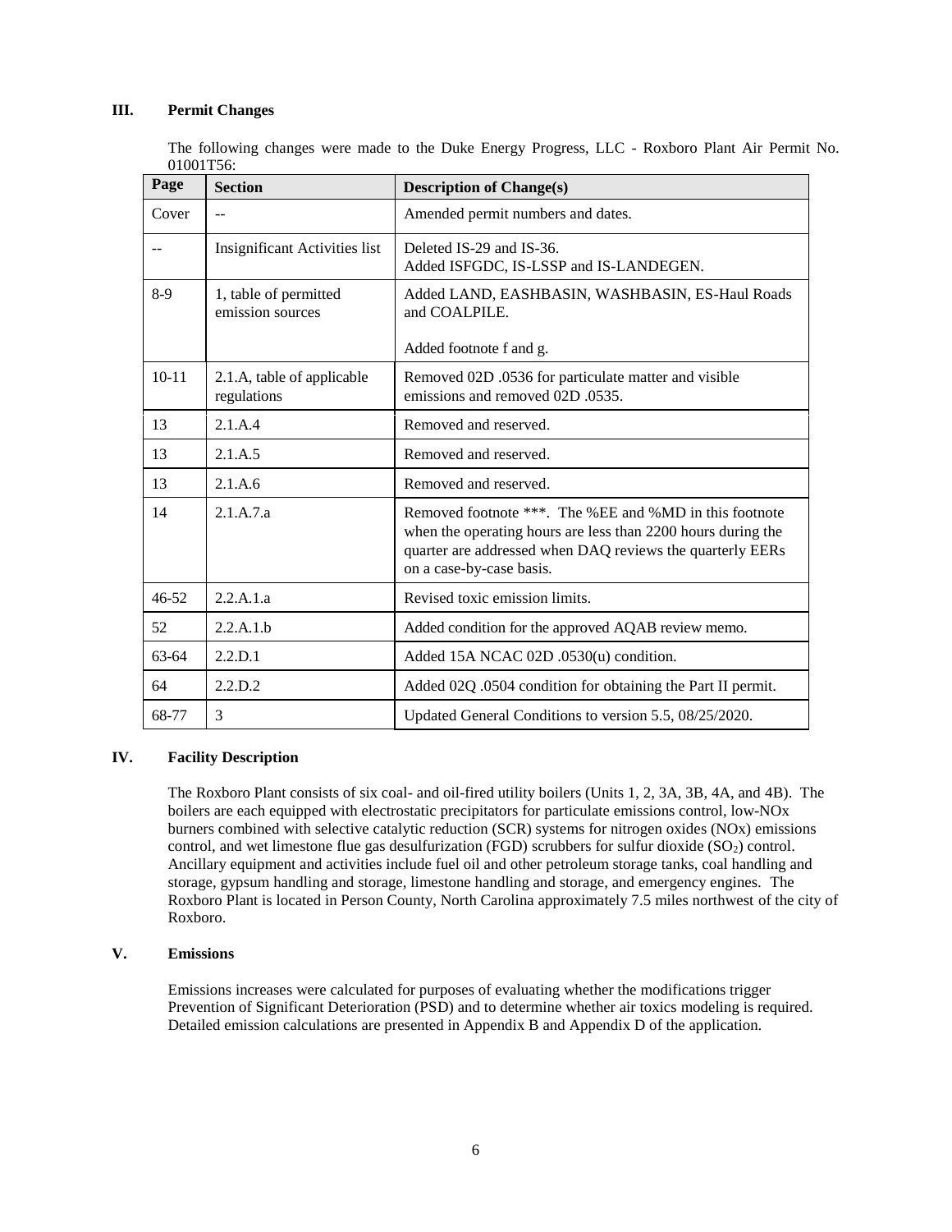## III. Permit Changes

The following changes were made to the Duke Energy Progress, LLC - Roxboro Plant Air Permit No. 01001T56:

| Page | Section | Description of Change(s) |
| --- | --- | --- |
| Cover | -- | Amended permit numbers and dates. |
| -- | Insignificant Activities list | Deleted IS-29 and IS-36.<br>Added ISFGDC, IS-LSSP and IS-LANDEGEN. |
| 8-9 | 1, table of permitted emission sources | Added LAND, EASHBASIN, WASHBASIN, ES-Haul Roads and COALPILE.<br><br>Added footnote f and g. |
| 10-11 | 2.1.A, table of applicable regulations | Removed 02D .0536 for particulate matter and visible emissions and removed 02D .0535. |
| 13 | 2.1.A.4 | Removed and reserved. |
| 13 | 2.1.A.5 | Removed and reserved. |
| 13 | 2.1.A.6 | Removed and reserved. |
| 14 | 2.1.A.7.a | Removed footnote ***. The %EE and %MD in this footnote when the operating hours are less than 2200 hours during the quarter are addressed when DAQ reviews the quarterly EERs on a case-by-case basis. |
| 46-52 | 2.2.A.1.a | Revised toxic emission limits. |
| 52 | 2.2.A.1.b | Added condition for the approved AQAB review memo. |
| 63-64 | 2.2.D.1 | Added 15A NCAC 02D .0530(u) condition. |
| 64 | 2.2.D.2 | Added 02Q .0504 condition for obtaining the Part II permit. |
| 68-77 | 3 | Updated General Conditions to version 5.5, 08/25/2020. |

## IV. Facility Description

The Roxboro Plant consists of six coal- and oil-fired utility boilers (Units 1, 2, 3A, 3B, 4A, and 4B). The boilers are each equipped with electrostatic precipitators for particulate emissions control, low-NOx burners combined with selective catalytic reduction (SCR) systems for nitrogen oxides (NOx) emissions control, and wet limestone flue gas desulfurization (FGD) scrubbers for sulfur dioxide ($SO_2$) control. Ancillary equipment and activities include fuel oil and other petroleum storage tanks, coal handling and storage, gypsum handling and storage, limestone handling and storage, and emergency engines. The Roxboro Plant is located in Person County, North Carolina approximately 7.5 miles northwest of the city of Roxboro.

## V. Emissions

Emissions increases were calculated for purposes of evaluating whether the modifications trigger Prevention of Significant Deterioration (PSD) and to determine whether air toxics modeling is required. Detailed emission calculations are presented in Appendix B and Appendix D of the application.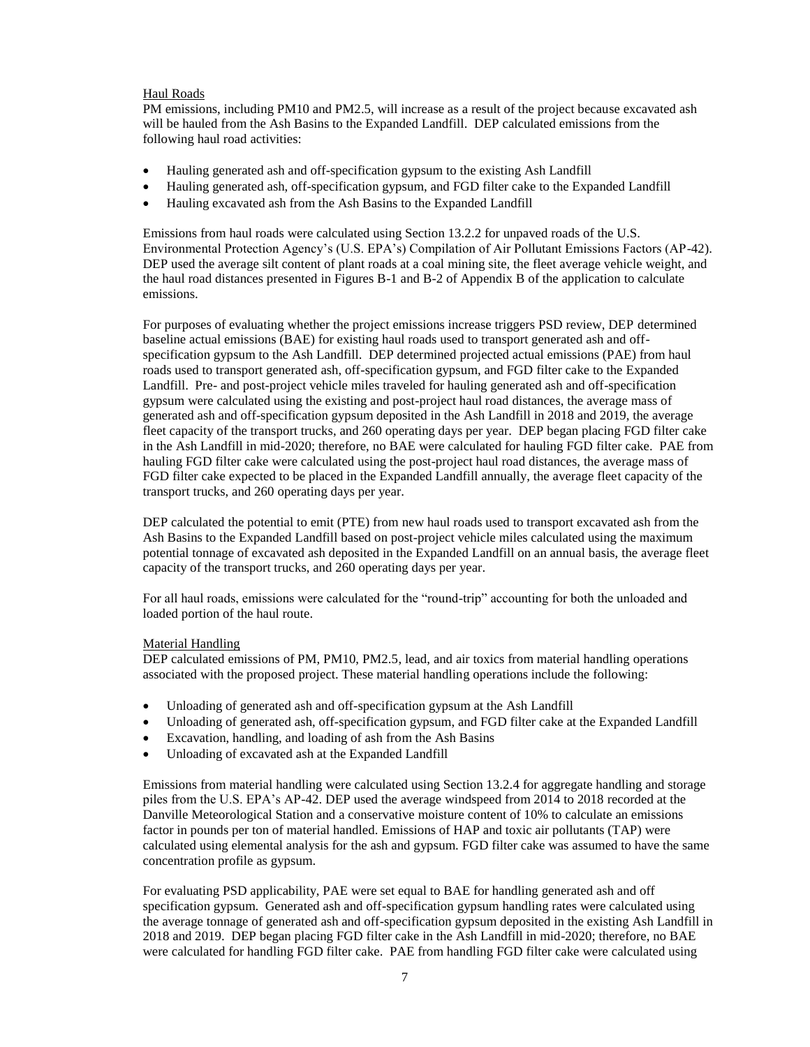Haul Roads

PM emissions, including PM10 and PM2.5, will increase as a result of the project because excavated ash will be hauled from the Ash Basins to the Expanded Landfill. DEP calculated emissions from the following haul road activities:

- Hauling generated ash and off-specification gypsum to the existing Ash Landfill
- Hauling generated ash, off-specification gypsum, and FGD filter cake to the Expanded Landfill
- Hauling excavated ash from the Ash Basins to the Expanded Landfill

Emissions from haul roads were calculated using Section 13.2.2 for unpaved roads of the U.S. Environmental Protection Agency's (U.S. EPA's) Compilation of Air Pollutant Emissions Factors (AP-42). DEP used the average silt content of plant roads at a coal mining site, the fleet average vehicle weight, and the haul road distances presented in Figures B-1 and B-2 of Appendix B of the application to calculate emissions.

For purposes of evaluating whether the project emissions increase triggers PSD review, DEP determined baseline actual emissions (BAE) for existing haul roads used to transport generated ash and off-specification gypsum to the Ash Landfill. DEP determined projected actual emissions (PAE) from haul roads used to transport generated ash, off-specification gypsum, and FGD filter cake to the Expanded Landfill. Pre- and post-project vehicle miles traveled for hauling generated ash and off-specification gypsum were calculated using the existing and post-project haul road distances, the average mass of generated ash and off-specification gypsum deposited in the Ash Landfill in 2018 and 2019, the average fleet capacity of the transport trucks, and 260 operating days per year. DEP began placing FGD filter cake in the Ash Landfill in mid-2020; therefore, no BAE were calculated for hauling FGD filter cake. PAE from hauling FGD filter cake were calculated using the post-project haul road distances, the average mass of FGD filter cake expected to be placed in the Expanded Landfill annually, the average fleet capacity of the transport trucks, and 260 operating days per year.

DEP calculated the potential to emit (PTE) from new haul roads used to transport excavated ash from the Ash Basins to the Expanded Landfill based on post-project vehicle miles calculated using the maximum potential tonnage of excavated ash deposited in the Expanded Landfill on an annual basis, the average fleet capacity of the transport trucks, and 260 operating days per year.

For all haul roads, emissions were calculated for the "round-trip" accounting for both the unloaded and loaded portion of the haul route.

Material Handling

DEP calculated emissions of PM, PM10, PM2.5, lead, and air toxics from material handling operations associated with the proposed project. These material handling operations include the following:

- Unloading of generated ash and off-specification gypsum at the Ash Landfill
- Unloading of generated ash, off-specification gypsum, and FGD filter cake at the Expanded Landfill
- Excavation, handling, and loading of ash from the Ash Basins
- Unloading of excavated ash at the Expanded Landfill

Emissions from material handling were calculated using Section 13.2.4 for aggregate handling and storage piles from the U.S. EPA's AP-42. DEP used the average windspeed from 2014 to 2018 recorded at the Danville Meteorological Station and a conservative moisture content of 10% to calculate an emissions factor in pounds per ton of material handled. Emissions of HAP and toxic air pollutants (TAP) were calculated using elemental analysis for the ash and gypsum. FGD filter cake was assumed to have the same concentration profile as gypsum.

For evaluating PSD applicability, PAE were set equal to BAE for handling generated ash and off specification gypsum. Generated ash and off-specification gypsum handling rates were calculated using the average tonnage of generated ash and off-specification gypsum deposited in the existing Ash Landfill in 2018 and 2019. DEP began placing FGD filter cake in the Ash Landfill in mid-2020; therefore, no BAE were calculated for handling FGD filter cake. PAE from handling FGD filter cake were calculated using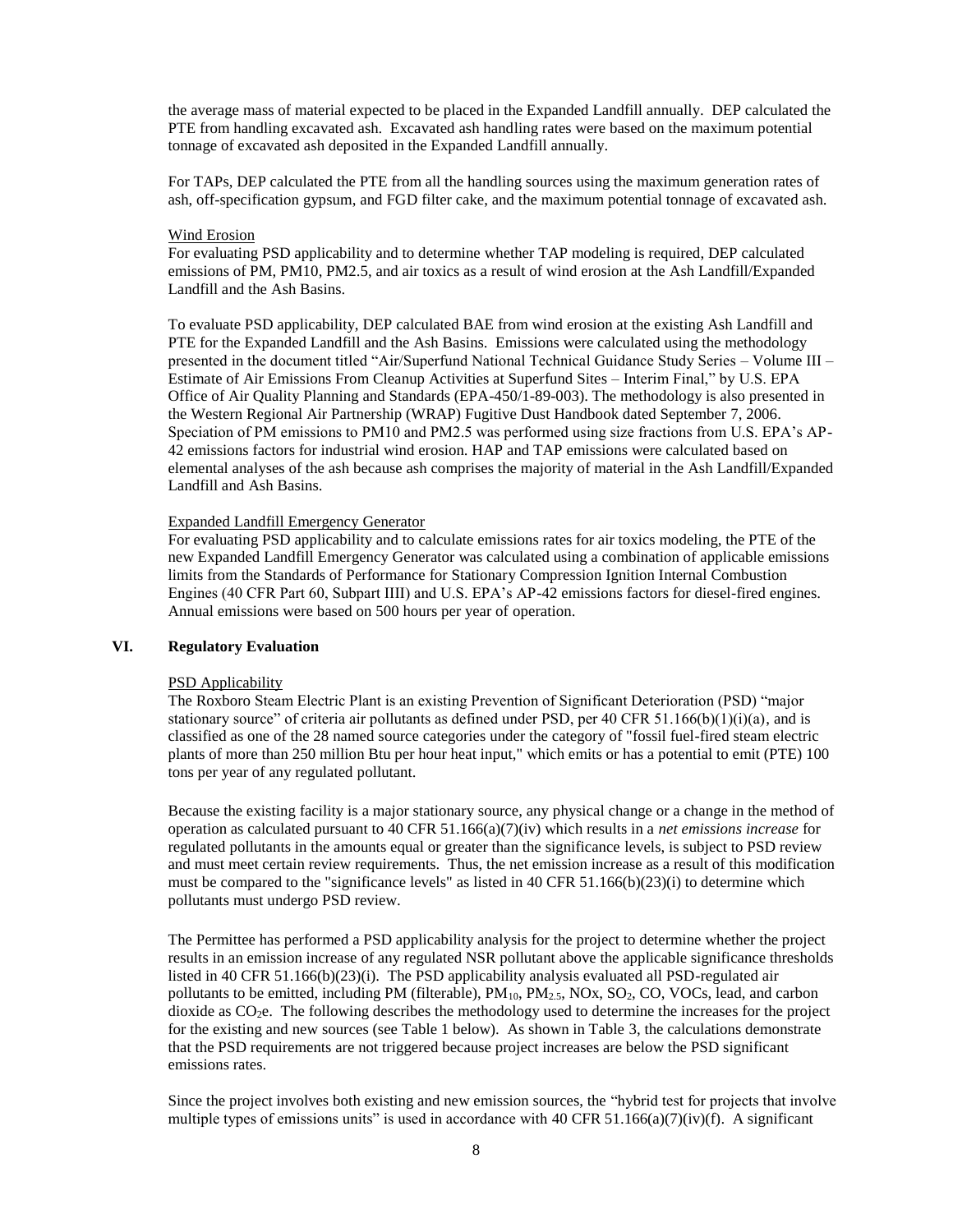the average mass of material expected to be placed in the Expanded Landfill annually. DEP calculated the PTE from handling excavated ash. Excavated ash handling rates were based on the maximum potential tonnage of excavated ash deposited in the Expanded Landfill annually.

For TAPs, DEP calculated the PTE from all the handling sources using the maximum generation rates of ash, off-specification gypsum, and FGD filter cake, and the maximum potential tonnage of excavated ash.

Wind Erosion

For evaluating PSD applicability and to determine whether TAP modeling is required, DEP calculated emissions of PM, PM10, PM2.5, and air toxics as a result of wind erosion at the Ash Landfill/Expanded Landfill and the Ash Basins.

To evaluate PSD applicability, DEP calculated BAE from wind erosion at the existing Ash Landfill and PTE for the Expanded Landfill and the Ash Basins. Emissions were calculated using the methodology presented in the document titled "Air/Superfund National Technical Guidance Study Series – Volume III – Estimate of Air Emissions From Cleanup Activities at Superfund Sites – Interim Final," by U.S. EPA Office of Air Quality Planning and Standards (EPA-450/1-89-003). The methodology is also presented in the Western Regional Air Partnership (WRAP) Fugitive Dust Handbook dated September 7, 2006. Speciation of PM emissions to PM10 and PM2.5 was performed using size fractions from U.S. EPA's AP-42 emissions factors for industrial wind erosion. HAP and TAP emissions were calculated based on elemental analyses of the ash because ash comprises the majority of material in the Ash Landfill/Expanded Landfill and Ash Basins.

Expanded Landfill Emergency Generator

For evaluating PSD applicability and to calculate emissions rates for air toxics modeling, the PTE of the new Expanded Landfill Emergency Generator was calculated using a combination of applicable emissions limits from the Standards of Performance for Stationary Compression Ignition Internal Combustion Engines (40 CFR Part 60, Subpart IIII) and U.S. EPA's AP-42 emissions factors for diesel-fired engines. Annual emissions were based on 500 hours per year of operation.

## VI. Regulatory Evaluation

PSD Applicability

The Roxboro Steam Electric Plant is an existing Prevention of Significant Deterioration (PSD) "major stationary source" of criteria air pollutants as defined under PSD, per 40 CFR 51.166(b)(1)(i)(a), and is classified as one of the 28 named source categories under the category of "fossil fuel-fired steam electric plants of more than 250 million Btu per hour heat input," which emits or has a potential to emit (PTE) 100 tons per year of any regulated pollutant.

Because the existing facility is a major stationary source, any physical change or a change in the method of operation as calculated pursuant to 40 CFR 51.166(a)(7)(iv) which results in a *net emissions increase* for regulated pollutants in the amounts equal or greater than the significance levels, is subject to PSD review and must meet certain review requirements. Thus, the net emission increase as a result of this modification must be compared to the "significance levels" as listed in 40 CFR 51.166(b)(23)(i) to determine which pollutants must undergo PSD review.

The Permittee has performed a PSD applicability analysis for the project to determine whether the project results in an emission increase of any regulated NSR pollutant above the applicable significance thresholds listed in 40 CFR 51.166(b)(23)(i). The PSD applicability analysis evaluated all PSD-regulated air pollutants to be emitted, including PM (filterable), $PM_{10}$, $PM_{2.5}$, NOx, $SO_2$, CO, VOCs, lead, and carbon dioxide as $CO_2e$. The following describes the methodology used to determine the increases for the project for the existing and new sources (see Table 1 below). As shown in Table 3, the calculations demonstrate that the PSD requirements are not triggered because project increases are below the PSD significant emissions rates.

Since the project involves both existing and new emission sources, the "hybrid test for projects that involve multiple types of emissions units" is used in accordance with 40 CFR 51.166(a)(7)(iv)(f). A significant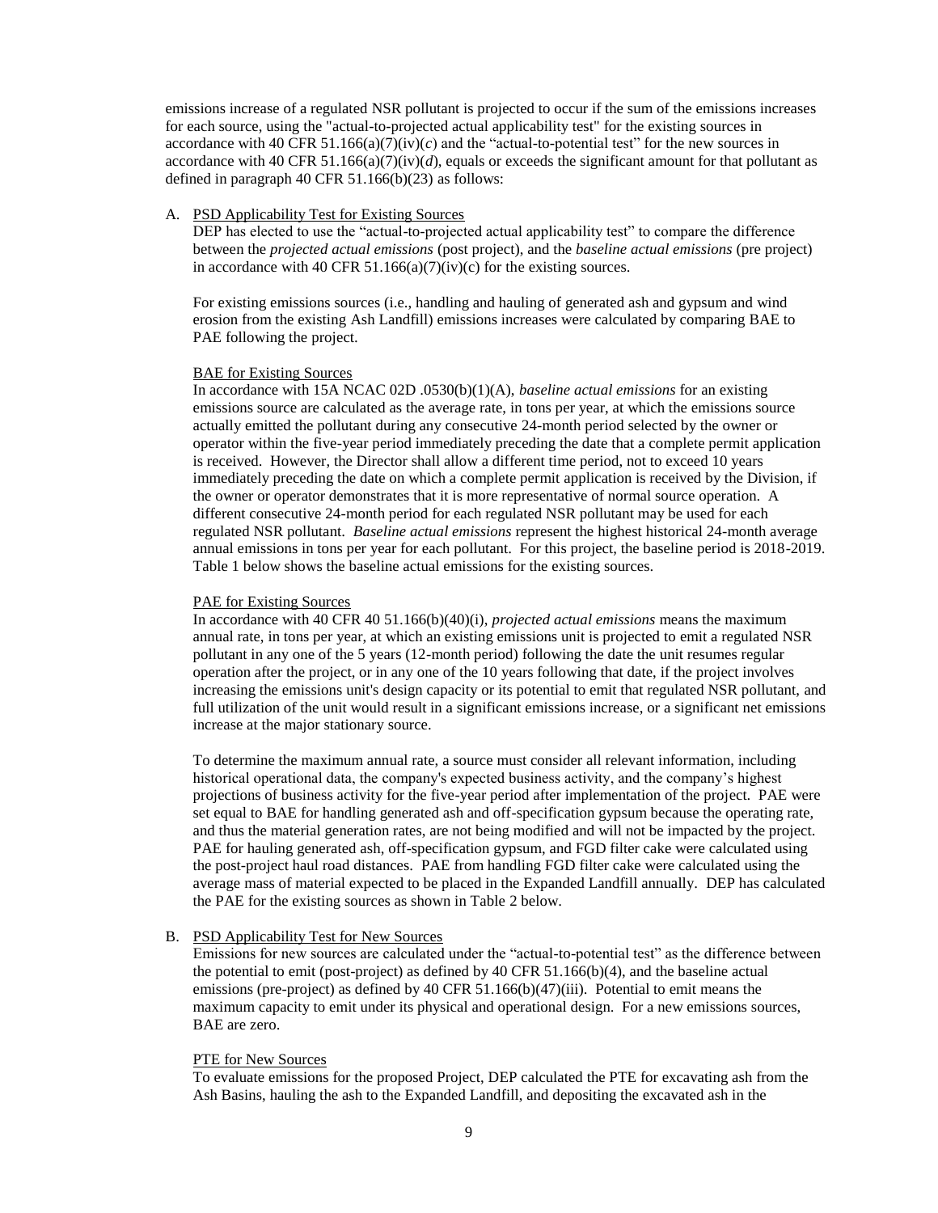emissions increase of a regulated NSR pollutant is projected to occur if the sum of the emissions increases for each source, using the "actual-to-projected actual applicability test" for the existing sources in accordance with 40 CFR 51.166(a)(7)(iv)(*c*) and the "actual-to-potential test" for the new sources in accordance with 40 CFR 51.166(a)(7)(iv)(*d*), equals or exceeds the significant amount for that pollutant as defined in paragraph 40 CFR 51.166(b)(23) as follows:

A. <u>PSD Applicability Test for Existing Sources</u>

DEP has elected to use the "actual-to-projected actual applicability test" to compare the difference between the *projected actual emissions* (post project), and the *baseline actual emissions* (pre project) in accordance with 40 CFR 51.166(a)(7)(iv)(c) for the existing sources.

For existing emissions sources (i.e., handling and hauling of generated ash and gypsum and wind erosion from the existing Ash Landfill) emissions increases were calculated by comparing BAE to PAE following the project.

<u>BAE for Existing Sources</u>

In accordance with 15A NCAC 02D .0530(b)(1)(A), *baseline actual emissions* for an existing emissions source are calculated as the average rate, in tons per year, at which the emissions source actually emitted the pollutant during any consecutive 24-month period selected by the owner or operator within the five-year period immediately preceding the date that a complete permit application is received. However, the Director shall allow a different time period, not to exceed 10 years immediately preceding the date on which a complete permit application is received by the Division, if the owner or operator demonstrates that it is more representative of normal source operation. A different consecutive 24-month period for each regulated NSR pollutant may be used for each regulated NSR pollutant. *Baseline actual emissions* represent the highest historical 24-month average annual emissions in tons per year for each pollutant. For this project, the baseline period is 2018-2019. Table 1 below shows the baseline actual emissions for the existing sources.

<u>PAE for Existing Sources</u>

In accordance with 40 CFR 40 51.166(b)(40)(i), *projected actual emissions* means the maximum annual rate, in tons per year, at which an existing emissions unit is projected to emit a regulated NSR pollutant in any one of the 5 years (12-month period) following the date the unit resumes regular operation after the project, or in any one of the 10 years following that date, if the project involves increasing the emissions unit's design capacity or its potential to emit that regulated NSR pollutant, and full utilization of the unit would result in a significant emissions increase, or a significant net emissions increase at the major stationary source.

To determine the maximum annual rate, a source must consider all relevant information, including historical operational data, the company's expected business activity, and the company's highest projections of business activity for the five-year period after implementation of the project. PAE were set equal to BAE for handling generated ash and off-specification gypsum because the operating rate, and thus the material generation rates, are not being modified and will not be impacted by the project. PAE for hauling generated ash, off-specification gypsum, and FGD filter cake were calculated using the post-project haul road distances. PAE from handling FGD filter cake were calculated using the average mass of material expected to be placed in the Expanded Landfill annually. DEP has calculated the PAE for the existing sources as shown in Table 2 below.

B. <u>PSD Applicability Test for New Sources</u>

Emissions for new sources are calculated under the "actual-to-potential test" as the difference between the potential to emit (post-project) as defined by 40 CFR 51.166(b)(4), and the baseline actual emissions (pre-project) as defined by 40 CFR 51.166(b)(47)(iii). Potential to emit means the maximum capacity to emit under its physical and operational design. For a new emissions sources, BAE are zero.

<u>PTE for New Sources</u>

To evaluate emissions for the proposed Project, DEP calculated the PTE for excavating ash from the Ash Basins, hauling the ash to the Expanded Landfill, and depositing the excavated ash in the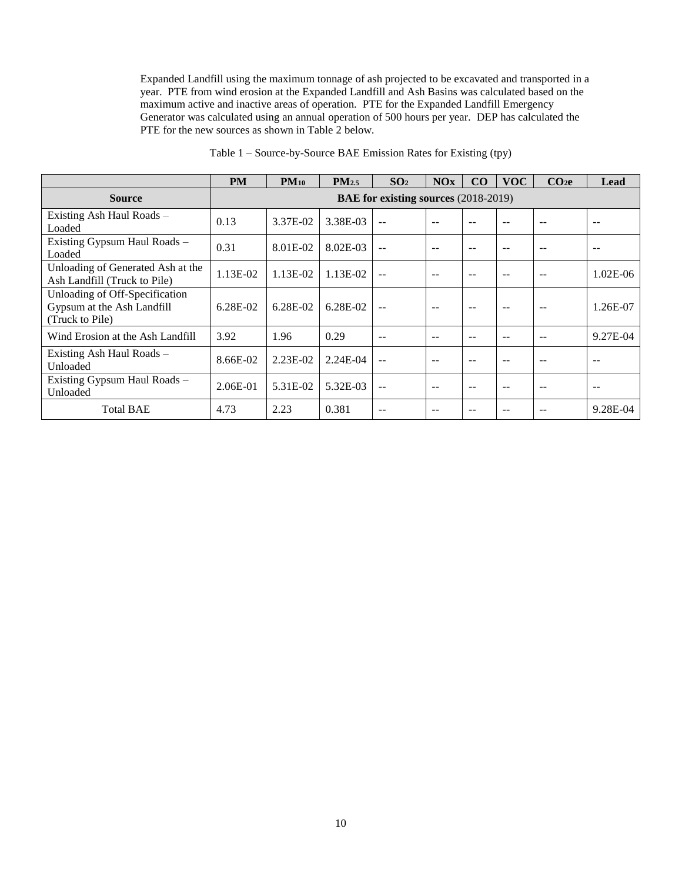Expanded Landfill using the maximum tonnage of ash projected to be excavated and transported in a year. PTE from wind erosion at the Expanded Landfill and Ash Basins was calculated based on the maximum active and inactive areas of operation. PTE for the Expanded Landfill Emergency Generator was calculated using an annual operation of 500 hours per year. DEP has calculated the PTE for the new sources as shown in Table 2 below.

Table 1 – Source-by-Source BAE Emission Rates for Existing (tpy)

| | PM | $PM_{10}$ | $PM_{2.5}$ | $SO_2$ | NOx | CO | VOC | $CO_2e$ | Lead |
|---|---|---|---|---|---|---|---|---|---|
| **Source** | **BAE for existing sources** (2018-2019) | | | | | | | | |
| Existing Ash Haul Roads – Loaded | 0.13 | 3.37E-02 | 3.38E-03 | -- | -- | -- | -- | -- | -- |
| Existing Gypsum Haul Roads – Loaded | 0.31 | 8.01E-02 | 8.02E-03 | -- | -- | -- | -- | -- | -- |
| Unloading of Generated Ash at the Ash Landfill (Truck to Pile) | 1.13E-02 | 1.13E-02 | 1.13E-02 | -- | -- | -- | -- | -- | 1.02E-06 |
| Unloading of Off-Specification Gypsum at the Ash Landfill (Truck to Pile) | 6.28E-02 | 6.28E-02 | 6.28E-02 | -- | -- | -- | -- | -- | 1.26E-07 |
| Wind Erosion at the Ash Landfill | 3.92 | 1.96 | 0.29 | -- | -- | -- | -- | -- | 9.27E-04 |
| Existing Ash Haul Roads – Unloaded | 8.66E-02 | 2.23E-02 | 2.24E-04 | -- | -- | -- | -- | -- | -- |
| Existing Gypsum Haul Roads – Unloaded | 2.06E-01 | 5.31E-02 | 5.32E-03 | -- | -- | -- | -- | -- | -- |
| Total BAE | 4.73 | 2.23 | 0.381 | -- | -- | -- | -- | -- | 9.28E-04 |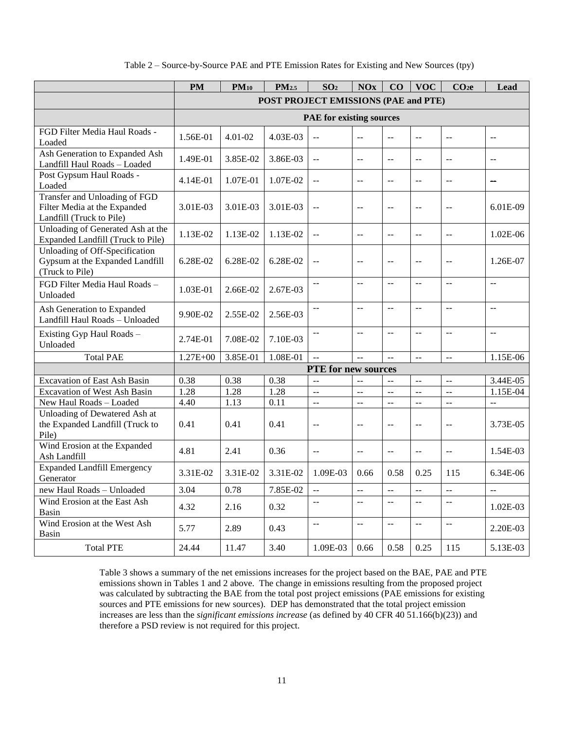Table 2 – Source-by-Source PAE and PTE Emission Rates for Existing and New Sources (tpy)

| | PM | $PM_{10}$ | $PM_{2.5}$ | $SO_2$ | NOx | CO | VOC | $CO_2e$ | Lead |
|---|---|---|---|---|---|---|---|---|---|
| | POST PROJECT EMISSIONS (PAE and PTE) | | | | | | | | |
| | PAE for existing sources | | | | | | | | |
| FGD Filter Media Haul Roads - Loaded | 1.56E-01 | 4.01-02 | 4.03E-03 | -- | -- | -- | -- | -- | -- |
| Ash Generation to Expanded Ash Landfill Haul Roads – Loaded | 1.49E-01 | 3.85E-02 | 3.86E-03 | -- | -- | -- | -- | -- | -- |
| Post Gypsum Haul Roads - Loaded | 4.14E-01 | 1.07E-01 | 1.07E-02 | -- | -- | -- | -- | -- | -- |
| Transfer and Unloading of FGD Filter Media at the Expanded Landfill (Truck to Pile) | 3.01E-03 | 3.01E-03 | 3.01E-03 | -- | -- | -- | -- | -- | 6.01E-09 |
| Unloading of Generated Ash at the Expanded Landfill (Truck to Pile) | 1.13E-02 | 1.13E-02 | 1.13E-02 | -- | -- | -- | -- | -- | 1.02E-06 |
| Unloading of Off-Specification Gypsum at the Expanded Landfill (Truck to Pile) | 6.28E-02 | 6.28E-02 | 6.28E-02 | -- | -- | -- | -- | -- | 1.26E-07 |
| FGD Filter Media Haul Roads – Unloaded | 1.03E-01 | 2.66E-02 | 2.67E-03 | -- | -- | -- | -- | -- | -- |
| Ash Generation to Expanded Landfill Haul Roads – Unloaded | 9.90E-02 | 2.55E-02 | 2.56E-03 | -- | -- | -- | -- | -- | -- |
| Existing Gyp Haul Roads – Unloaded | 2.74E-01 | 7.08E-02 | 7.10E-03 | -- | -- | -- | -- | -- | -- |
| Total PAE | 1.27E+00 | 3.85E-01 | 1.08E-01 | -- | -- | -- | -- | -- | 1.15E-06 |
| | PTE for new sources | | | | | | | | |
| Excavation of East Ash Basin | 0.38 | 0.38 | 0.38 | -- | -- | -- | -- | -- | 3.44E-05 |
| Excavation of West Ash Basin | 1.28 | 1.28 | 1.28 | -- | -- | -- | -- | -- | 1.15E-04 |
| New Haul Roads – Loaded | 4.40 | 1.13 | 0.11 | -- | -- | -- | -- | -- | -- |
| Unloading of Dewatered Ash at the Expanded Landfill (Truck to Pile) | 0.41 | 0.41 | 0.41 | -- | -- | -- | -- | -- | 3.73E-05 |
| Wind Erosion at the Expanded Ash Landfill | 4.81 | 2.41 | 0.36 | -- | -- | -- | -- | -- | 1.54E-03 |
| Expanded Landfill Emergency Generator | 3.31E-02 | 3.31E-02 | 3.31E-02 | 1.09E-03 | 0.66 | 0.58 | 0.25 | 115 | 6.34E-06 |
| new Haul Roads – Unloaded | 3.04 | 0.78 | 7.85E-02 | -- | -- | -- | -- | -- | -- |
| Wind Erosion at the East Ash Basin | 4.32 | 2.16 | 0.32 | -- | -- | -- | -- | -- | 1.02E-03 |
| Wind Erosion at the West Ash Basin | 5.77 | 2.89 | 0.43 | -- | -- | -- | -- | -- | 2.20E-03 |
| Total PTE | 24.44 | 11.47 | 3.40 | 1.09E-03 | 0.66 | 0.58 | 0.25 | 115 | 5.13E-03 |

Table 3 shows a summary of the net emissions increases for the project based on the BAE, PAE and PTE emissions shown in Tables 1 and 2 above. The change in emissions resulting from the proposed project was calculated by subtracting the BAE from the total post project emissions (PAE emissions for existing sources and PTE emissions for new sources). DEP has demonstrated that the total project emission increases are less than the *significant emissions increase* (as defined by 40 CFR 40 51.166(b)(23)) and therefore a PSD review is not required for this project.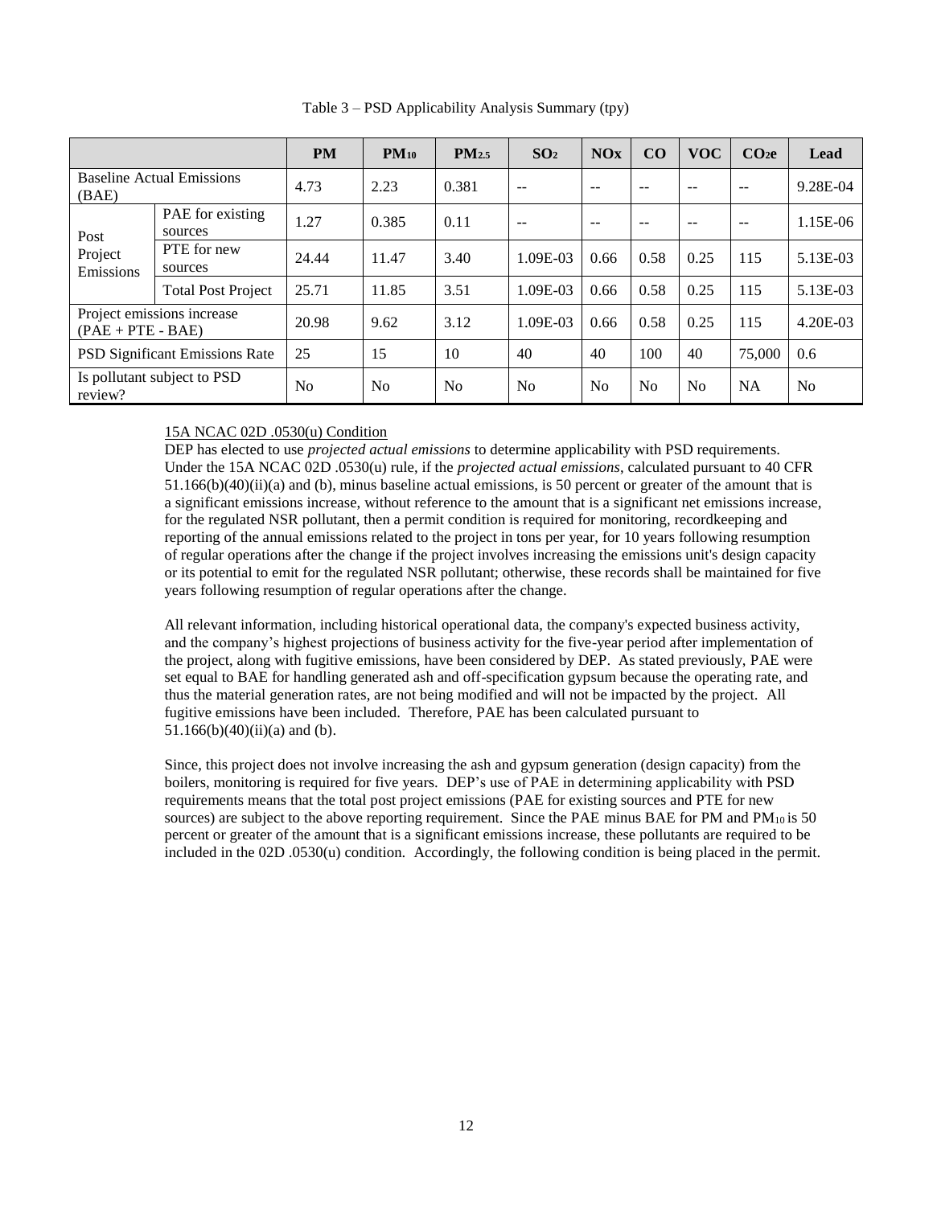Table 3 – PSD Applicability Analysis Summary (tpy)

| | | PM | $PM_{10}$ | $PM_{2.5}$ | $SO_2$ | NOx | CO | VOC | $CO_2e$ | Lead |
|---|---|---|---|---|---|---|---|---|---|---|
| Baseline Actual Emissions (BAE) | | 4.73 | 2.23 | 0.381 | -- | -- | -- | -- | -- | 9.28E-04 |
| Post Project Emissions | PAE for existing sources | 1.27 | 0.385 | 0.11 | -- | -- | -- | -- | -- | 1.15E-06 |
| | PTE for new sources | 24.44 | 11.47 | 3.40 | 1.09E-03 | 0.66 | 0.58 | 0.25 | 115 | 5.13E-03 |
| | Total Post Project | 25.71 | 11.85 | 3.51 | 1.09E-03 | 0.66 | 0.58 | 0.25 | 115 | 5.13E-03 |
| Project emissions increase (PAE + PTE - BAE) | | 20.98 | 9.62 | 3.12 | 1.09E-03 | 0.66 | 0.58 | 0.25 | 115 | 4.20E-03 |
| PSD Significant Emissions Rate | | 25 | 15 | 10 | 40 | 40 | 100 | 40 | 75,000 | 0.6 |
| Is pollutant subject to PSD review? | | No | No | No | No | No | No | No | NA | No |

15A NCAC 02D .0530(u) Condition

DEP has elected to use *projected actual emissions* to determine applicability with PSD requirements. Under the 15A NCAC 02D .0530(u) rule, if the *projected actual emissions*, calculated pursuant to 40 CFR 51.166(b)(40)(ii)(a) and (b), minus baseline actual emissions, is 50 percent or greater of the amount that is a significant emissions increase, without reference to the amount that is a significant net emissions increase, for the regulated NSR pollutant, then a permit condition is required for monitoring, recordkeeping and reporting of the annual emissions related to the project in tons per year, for 10 years following resumption of regular operations after the change if the project involves increasing the emissions unit's design capacity or its potential to emit for the regulated NSR pollutant; otherwise, these records shall be maintained for five years following resumption of regular operations after the change.

All relevant information, including historical operational data, the company's expected business activity, and the company's highest projections of business activity for the five-year period after implementation of the project, along with fugitive emissions, have been considered by DEP. As stated previously, PAE were set equal to BAE for handling generated ash and off-specification gypsum because the operating rate, and thus the material generation rates, are not being modified and will not be impacted by the project. All fugitive emissions have been included. Therefore, PAE has been calculated pursuant to 51.166(b)(40)(ii)(a) and (b).

Since, this project does not involve increasing the ash and gypsum generation (design capacity) from the boilers, monitoring is required for five years. DEP's use of PAE in determining applicability with PSD requirements means that the total post project emissions (PAE for existing sources and PTE for new sources) are subject to the above reporting requirement. Since the PAE minus BAE for PM and $PM_{10}$ is 50 percent or greater of the amount that is a significant emissions increase, these pollutants are required to be included in the 02D .0530(u) condition. Accordingly, the following condition is being placed in the permit.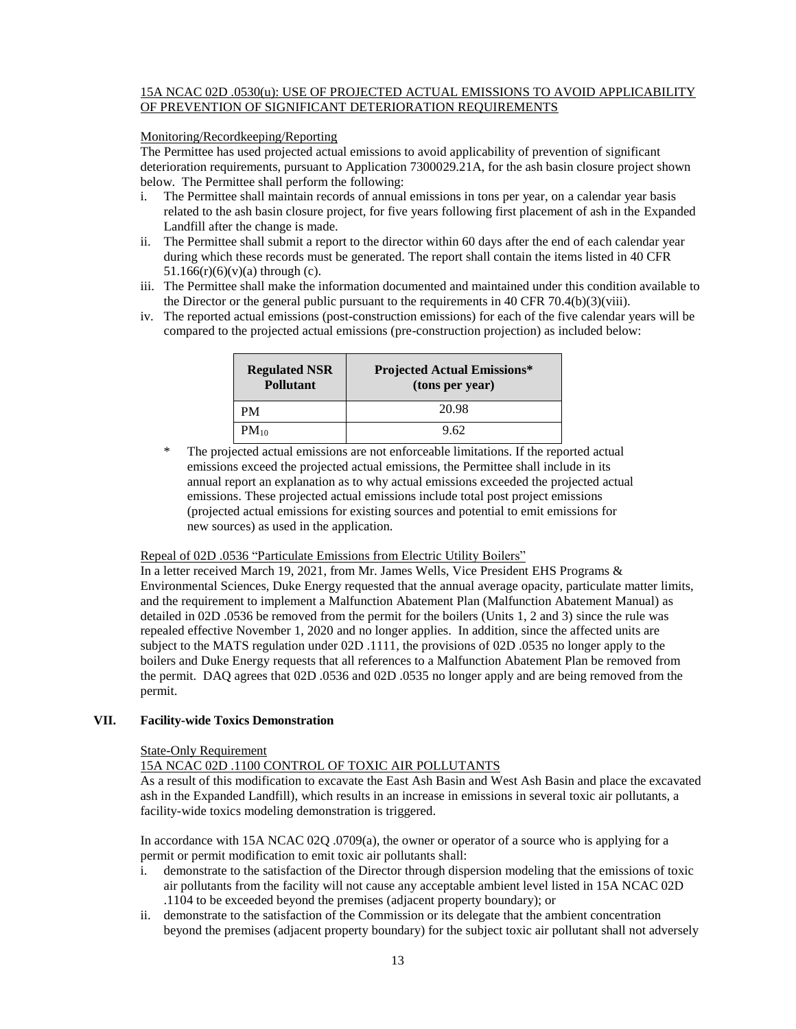15A NCAC 02D .0530(u): USE OF PROJECTED ACTUAL EMISSIONS TO AVOID APPLICABILITY OF PREVENTION OF SIGNIFICANT DETERIORATION REQUIREMENTS

Monitoring/Recordkeeping/Reporting

The Permittee has used projected actual emissions to avoid applicability of prevention of significant deterioration requirements, pursuant to Application 7300029.21A, for the ash basin closure project shown below. The Permittee shall perform the following:

i. The Permittee shall maintain records of annual emissions in tons per year, on a calendar year basis related to the ash basin closure project, for five years following first placement of ash in the Expanded Landfill after the change is made.
ii. The Permittee shall submit a report to the director within 60 days after the end of each calendar year during which these records must be generated. The report shall contain the items listed in 40 CFR 51.166(r)(6)(v)(a) through (c).
iii. The Permittee shall make the information documented and maintained under this condition available to the Director or the general public pursuant to the requirements in 40 CFR 70.4(b)(3)(viii).
iv. The reported actual emissions (post-construction emissions) for each of the five calendar years will be compared to the projected actual emissions (pre-construction projection) as included below:

| Regulated NSR Pollutant | Projected Actual Emissions* (tons per year) |
|---|---|
| PM | 20.98 |
| $PM_{10}$ | 9.62 |

\* The projected actual emissions are not enforceable limitations. If the reported actual emissions exceed the projected actual emissions, the Permittee shall include in its annual report an explanation as to why actual emissions exceeded the projected actual emissions. These projected actual emissions include total post project emissions (projected actual emissions for existing sources and potential to emit emissions for new sources) as used in the application.

Repeal of 02D .0536 "Particulate Emissions from Electric Utility Boilers"

In a letter received March 19, 2021, from Mr. James Wells, Vice President EHS Programs & Environmental Sciences, Duke Energy requested that the annual average opacity, particulate matter limits, and the requirement to implement a Malfunction Abatement Plan (Malfunction Abatement Manual) as detailed in 02D .0536 be removed from the permit for the boilers (Units 1, 2 and 3) since the rule was repealed effective November 1, 2020 and no longer applies. In addition, since the affected units are subject to the MATS regulation under 02D .1111, the provisions of 02D .0535 no longer apply to the boilers and Duke Energy requests that all references to a Malfunction Abatement Plan be removed from the permit. DAQ agrees that 02D .0536 and 02D .0535 no longer apply and are being removed from the permit.

## VII. Facility-wide Toxics Demonstration

State-Only Requirement

15A NCAC 02D .1100 CONTROL OF TOXIC AIR POLLUTANTS

As a result of this modification to excavate the East Ash Basin and West Ash Basin and place the excavated ash in the Expanded Landfill), which results in an increase in emissions in several toxic air pollutants, a facility-wide toxics modeling demonstration is triggered.

In accordance with 15A NCAC 02Q .0709(a), the owner or operator of a source who is applying for a permit or permit modification to emit toxic air pollutants shall:

i. demonstrate to the satisfaction of the Director through dispersion modeling that the emissions of toxic air pollutants from the facility will not cause any acceptable ambient level listed in 15A NCAC 02D .1104 to be exceeded beyond the premises (adjacent property boundary); or
ii. demonstrate to the satisfaction of the Commission or its delegate that the ambient concentration beyond the premises (adjacent property boundary) for the subject toxic air pollutant shall not adversely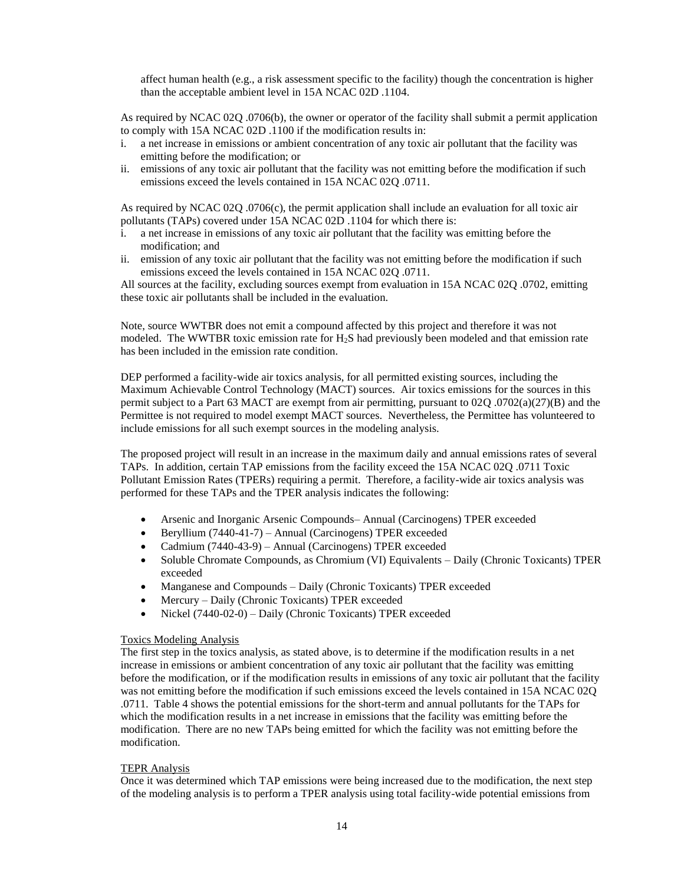affect human health (e.g., a risk assessment specific to the facility) though the concentration is higher than the acceptable ambient level in 15A NCAC 02D .1104.

As required by NCAC 02Q .0706(b), the owner or operator of the facility shall submit a permit application to comply with 15A NCAC 02D .1100 if the modification results in:

i. a net increase in emissions or ambient concentration of any toxic air pollutant that the facility was emitting before the modification; or
ii. emissions of any toxic air pollutant that the facility was not emitting before the modification if such emissions exceed the levels contained in 15A NCAC 02Q .0711.

As required by NCAC 02Q .0706(c), the permit application shall include an evaluation for all toxic air pollutants (TAPs) covered under 15A NCAC 02D .1104 for which there is:

i. a net increase in emissions of any toxic air pollutant that the facility was emitting before the modification; and
ii. emission of any toxic air pollutant that the facility was not emitting before the modification if such emissions exceed the levels contained in 15A NCAC 02Q .0711.

All sources at the facility, excluding sources exempt from evaluation in 15A NCAC 02Q .0702, emitting these toxic air pollutants shall be included in the evaluation.

Note, source WWTBR does not emit a compound affected by this project and therefore it was not modeled. The WWTBR toxic emission rate for $H_2S$ had previously been modeled and that emission rate has been included in the emission rate condition.

DEP performed a facility-wide air toxics analysis, for all permitted existing sources, including the Maximum Achievable Control Technology (MACT) sources. Air toxics emissions for the sources in this permit subject to a Part 63 MACT are exempt from air permitting, pursuant to 02Q .0702(a)(27)(B) and the Permittee is not required to model exempt MACT sources. Nevertheless, the Permittee has volunteered to include emissions for all such exempt sources in the modeling analysis.

The proposed project will result in an increase in the maximum daily and annual emissions rates of several TAPs. In addition, certain TAP emissions from the facility exceed the 15A NCAC 02Q .0711 Toxic Pollutant Emission Rates (TPERs) requiring a permit. Therefore, a facility-wide air toxics analysis was performed for these TAPs and the TPER analysis indicates the following:

- Arsenic and Inorganic Arsenic Compounds– Annual (Carcinogens) TPER exceeded
- Beryllium (7440-41-7) – Annual (Carcinogens) TPER exceeded
- Cadmium (7440-43-9) – Annual (Carcinogens) TPER exceeded
- Soluble Chromate Compounds, as Chromium (VI) Equivalents – Daily (Chronic Toxicants) TPER exceeded
- Manganese and Compounds – Daily (Chronic Toxicants) TPER exceeded
- Mercury – Daily (Chronic Toxicants) TPER exceeded
- Nickel (7440-02-0) – Daily (Chronic Toxicants) TPER exceeded

<u>Toxics Modeling Analysis</u>

The first step in the toxics analysis, as stated above, is to determine if the modification results in a net increase in emissions or ambient concentration of any toxic air pollutant that the facility was emitting before the modification, or if the modification results in emissions of any toxic air pollutant that the facility was not emitting before the modification if such emissions exceed the levels contained in 15A NCAC 02Q .0711. Table 4 shows the potential emissions for the short-term and annual pollutants for the TAPs for which the modification results in a net increase in emissions that the facility was emitting before the modification. There are no new TAPs being emitted for which the facility was not emitting before the modification.

<u>TEPR Analysis</u>

Once it was determined which TAP emissions were being increased due to the modification, the next step of the modeling analysis is to perform a TPER analysis using total facility-wide potential emissions from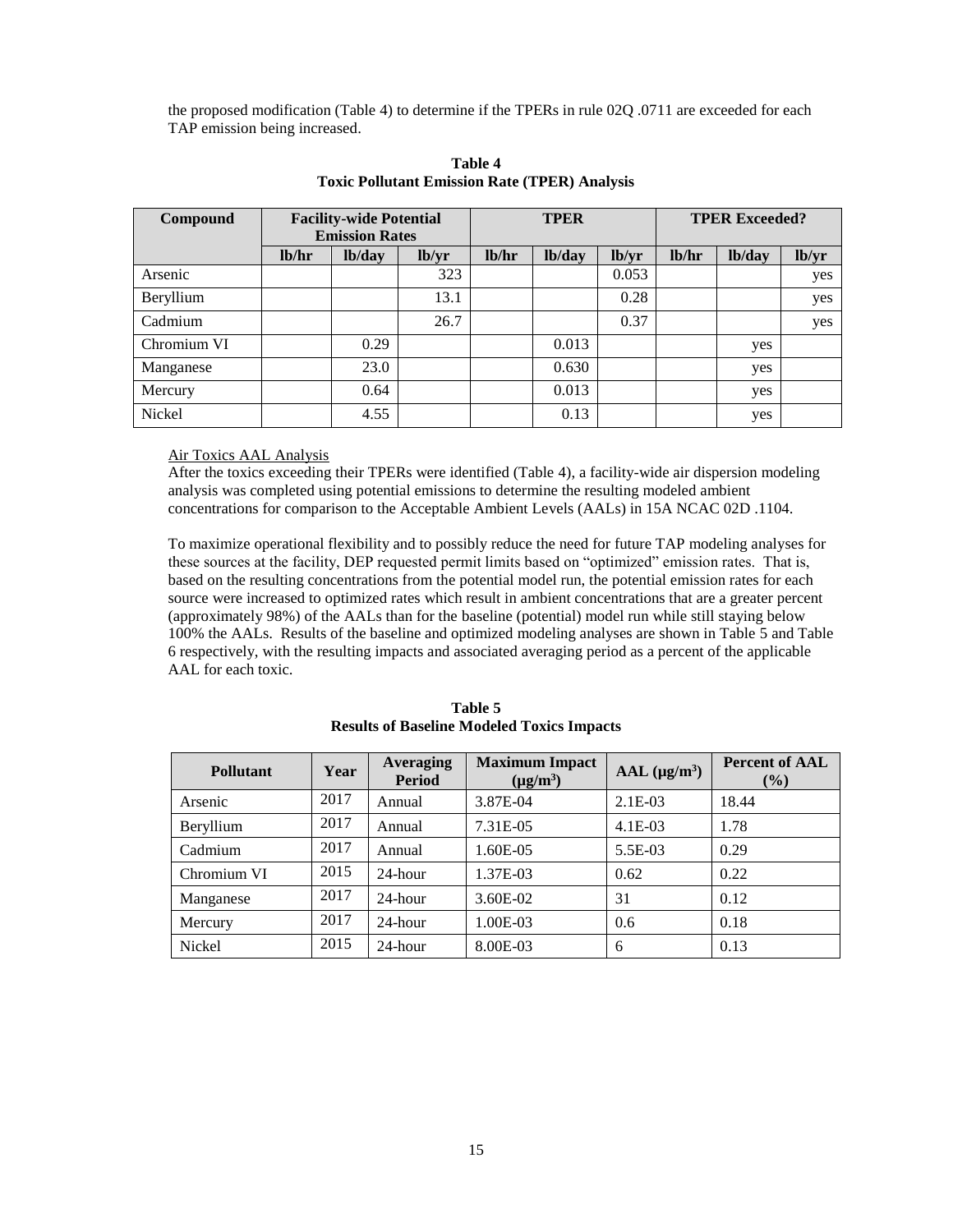the proposed modification (Table 4) to determine if the TPERs in rule 02Q .0711 are exceeded for each TAP emission being increased.

**Table 4**
**Toxic Pollutant Emission Rate (TPER) Analysis**

| Compound | Facility-wide Potential Emission Rates | | | TPER | | | TPER Exceeded? | | |
|---|---|---|---|---|---|---|---|---|---|
| | lb/hr | lb/day | lb/yr | lb/hr | lb/day | lb/yr | lb/hr | lb/day | lb/yr |
| Arsenic | | | 323 | | | 0.053 | | | yes |
| Beryllium | | | 13.1 | | | 0.28 | | | yes |
| Cadmium | | | 26.7 | | | 0.37 | | | yes |
| Chromium VI | | 0.29 | | | 0.013 | | | yes | |
| Manganese | | 23.0 | | | 0.630 | | | yes | |
| Mercury | | 0.64 | | | 0.013 | | | yes | |
| Nickel | | 4.55 | | | 0.13 | | | yes | |

Air Toxics AAL Analysis

After the toxics exceeding their TPERs were identified (Table 4), a facility-wide air dispersion modeling analysis was completed using potential emissions to determine the resulting modeled ambient concentrations for comparison to the Acceptable Ambient Levels (AALs) in 15A NCAC 02D .1104.

To maximize operational flexibility and to possibly reduce the need for future TAP modeling analyses for these sources at the facility, DEP requested permit limits based on "optimized" emission rates. That is, based on the resulting concentrations from the potential model run, the potential emission rates for each source were increased to optimized rates which result in ambient concentrations that are a greater percent (approximately 98%) of the AALs than for the baseline (potential) model run while still staying below 100% the AALs. Results of the baseline and optimized modeling analyses are shown in Table 5 and Table 6 respectively, with the resulting impacts and associated averaging period as a percent of the applicable AAL for each toxic.

**Table 5**
**Results of Baseline Modeled Toxics Impacts**

| Pollutant | Year | Averaging Period | Maximum Impact ($\mu g/m^3$) | AAL ($\mu g/m^3$) | Percent of AAL (%) |
|---|---|---|---|---|---|
| Arsenic | 2017 | Annual | 3.87E-04 | 2.1E-03 | 18.44 |
| Beryllium | 2017 | Annual | 7.31E-05 | 4.1E-03 | 1.78 |
| Cadmium | 2017 | Annual | 1.60E-05 | 5.5E-03 | 0.29 |
| Chromium VI | 2015 | 24-hour | 1.37E-03 | 0.62 | 0.22 |
| Manganese | 2017 | 24-hour | 3.60E-02 | 31 | 0.12 |
| Mercury | 2017 | 24-hour | 1.00E-03 | 0.6 | 0.18 |
| Nickel | 2015 | 24-hour | 8.00E-03 | 6 | 0.13 |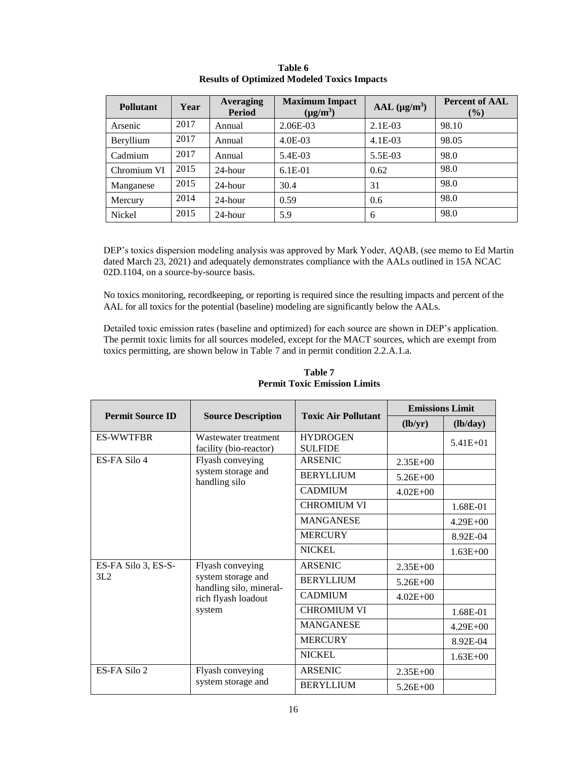**Table 6**
**Results of Optimized Modeled Toxics Impacts**

| Pollutant | Year | Averaging Period | Maximum Impact ($\mu g/m^3$) | AAL ($\mu g/m^3$) | Percent of AAL (%) |
|---|---|---|---|---|---|
| Arsenic | 2017 | Annual | 2.06E-03 | 2.1E-03 | 98.10 |
| Beryllium | 2017 | Annual | 4.0E-03 | 4.1E-03 | 98.05 |
| Cadmium | 2017 | Annual | 5.4E-03 | 5.5E-03 | 98.0 |
| Chromium VI | 2015 | 24-hour | 6.1E-01 | 0.62 | 98.0 |
| Manganese | 2015 | 24-hour | 30.4 | 31 | 98.0 |
| Mercury | 2014 | 24-hour | 0.59 | 0.6 | 98.0 |
| Nickel | 2015 | 24-hour | 5.9 | 6 | 98.0 |

DEP's toxics dispersion modeling analysis was approved by Mark Yoder, AQAB, (see memo to Ed Martin dated March 23, 2021) and adequately demonstrates compliance with the AALs outlined in 15A NCAC 02D.1104, on a source-by-source basis.

No toxics monitoring, recordkeeping, or reporting is required since the resulting impacts and percent of the AAL for all toxics for the potential (baseline) modeling are significantly below the AALs.

Detailed toxic emission rates (baseline and optimized) for each source are shown in DEP's application. The permit toxic limits for all sources modeled, except for the MACT sources, which are exempt from toxics permitting, are shown below in Table 7 and in permit condition 2.2.A.1.a.

**Table 7**
**Permit Toxic Emission Limits**

| Permit Source ID | Source Description | Toxic Air Pollutant | Emissions Limit | |
|---|---|---|---|---|
| | | | (lb/yr) | (lb/day) |
| ES-WWTFBR | Wastewater treatment facility (bio-reactor) | HYDROGEN SULFIDE | | 5.41E+01 |
| ES-FA Silo 4 | Flyash conveying system storage and handling silo | ARSENIC | 2.35E+00 | |
| | | BERYLLIUM | 5.26E+00 | |
| | | CADMIUM | 4.02E+00 | |
| | | CHROMIUM VI | | 1.68E-01 |
| | | MANGANESE | | 4.29E+00 |
| | | MERCURY | | 8.92E-04 |
| | | NICKEL | | 1.63E+00 |
| ES-FA Silo 3, ES-S-3L2 | Flyash conveying system storage and handling silo, mineral-rich flyash loadout system | ARSENIC | 2.35E+00 | |
| | | BERYLLIUM | 5.26E+00 | |
| | | CADMIUM | 4.02E+00 | |
| | | CHROMIUM VI | | 1.68E-01 |
| | | MANGANESE | | 4.29E+00 |
| | | MERCURY | | 8.92E-04 |
| | | NICKEL | | 1.63E+00 |
| ES-FA Silo 2 | Flyash conveying system storage and | ARSENIC | 2.35E+00 | |
| | | BERYLLIUM | 5.26E+00 | |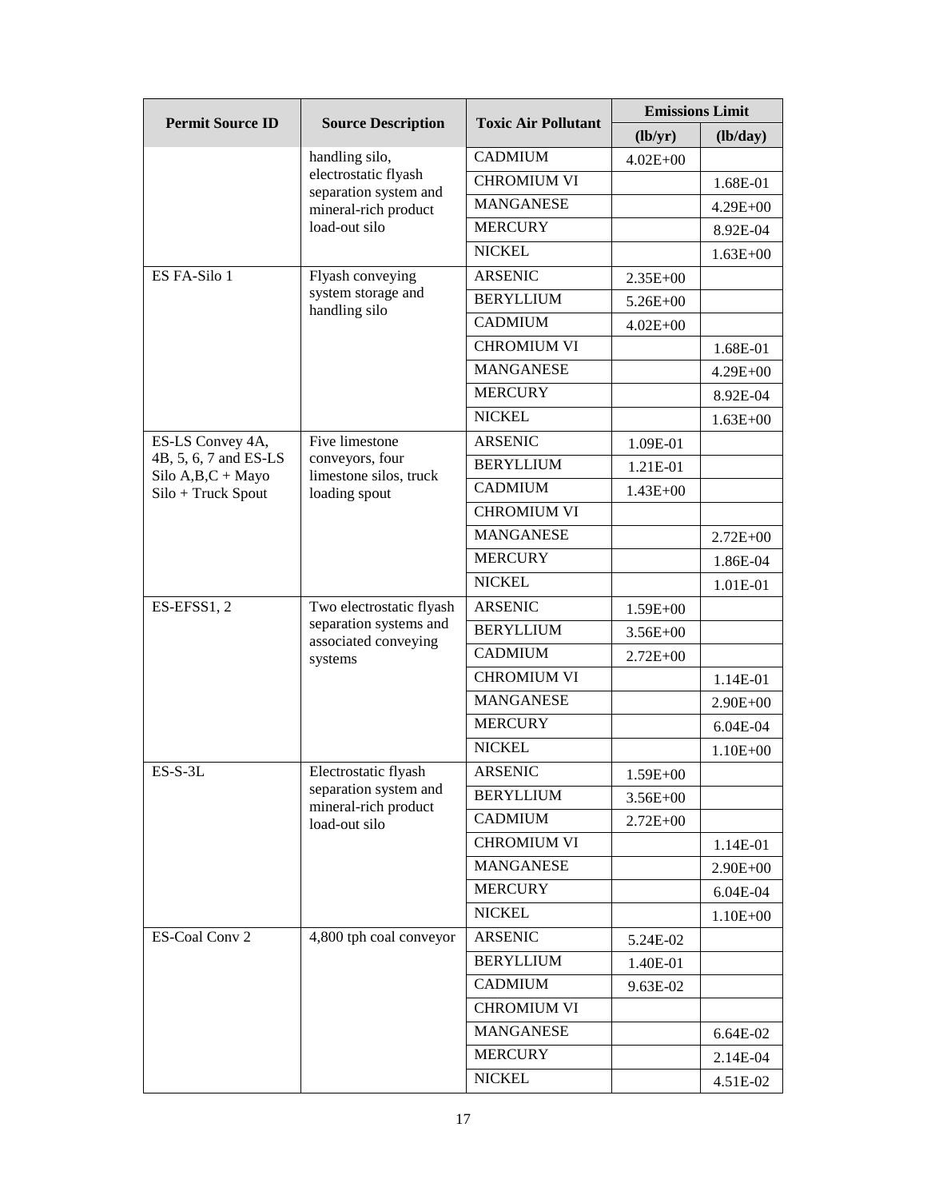| Permit Source ID | Source Description | Toxic Air Pollutant | Emissions Limit | |
|---|---|---|---|---|
| | | | (lb/yr) | (lb/day) |
| | handling silo, electrostatic flyash separation system and mineral-rich product load-out silo | CADMIUM | 4.02E+00 | |
| | | CHROMIUM VI | | 1.68E-01 |
| | | MANGANESE | | 4.29E+00 |
| | | MERCURY | | 8.92E-04 |
| | | NICKEL | | 1.63E+00 |
| ES FA-Silo 1 | Flyash conveying system storage and handling silo | ARSENIC | 2.35E+00 | |
| | | BERYLLIUM | 5.26E+00 | |
| | | CADMIUM | 4.02E+00 | |
| | | CHROMIUM VI | | 1.68E-01 |
| | | MANGANESE | | 4.29E+00 |
| | | MERCURY | | 8.92E-04 |
| | | NICKEL | | 1.63E+00 |
| ES-LS Convey 4A, 4B, 5, 6, 7 and ES-LS Silo A,B,C + Mayo Silo + Truck Spout | Five limestone conveyors, four limestone silos, truck loading spout | ARSENIC | 1.09E-01 | |
| | | BERYLLIUM | 1.21E-01 | |
| | | CADMIUM | 1.43E+00 | |
| | | CHROMIUM VI | | |
| | | MANGANESE | | 2.72E+00 |
| | | MERCURY | | 1.86E-04 |
| | | NICKEL | | 1.01E-01 |
| ES-EFSS1, 2 | Two electrostatic flyash separation systems and associated conveying systems | ARSENIC | 1.59E+00 | |
| | | BERYLLIUM | 3.56E+00 | |
| | | CADMIUM | 2.72E+00 | |
| | | CHROMIUM VI | | 1.14E-01 |
| | | MANGANESE | | 2.90E+00 |
| | | MERCURY | | 6.04E-04 |
| | | NICKEL | | 1.10E+00 |
| ES-S-3L | Electrostatic flyash separation system and mineral-rich product load-out silo | ARSENIC | 1.59E+00 | |
| | | BERYLLIUM | 3.56E+00 | |
| | | CADMIUM | 2.72E+00 | |
| | | CHROMIUM VI | | 1.14E-01 |
| | | MANGANESE | | 2.90E+00 |
| | | MERCURY | | 6.04E-04 |
| | | NICKEL | | 1.10E+00 |
| ES-Coal Conv 2 | 4,800 tph coal conveyor | ARSENIC | 5.24E-02 | |
| | | BERYLLIUM | 1.40E-01 | |
| | | CADMIUM | 9.63E-02 | |
| | | CHROMIUM VI | | |
| | | MANGANESE | | 6.64E-02 |
| | | MERCURY | | 2.14E-04 |
| | | NICKEL | | 4.51E-02 |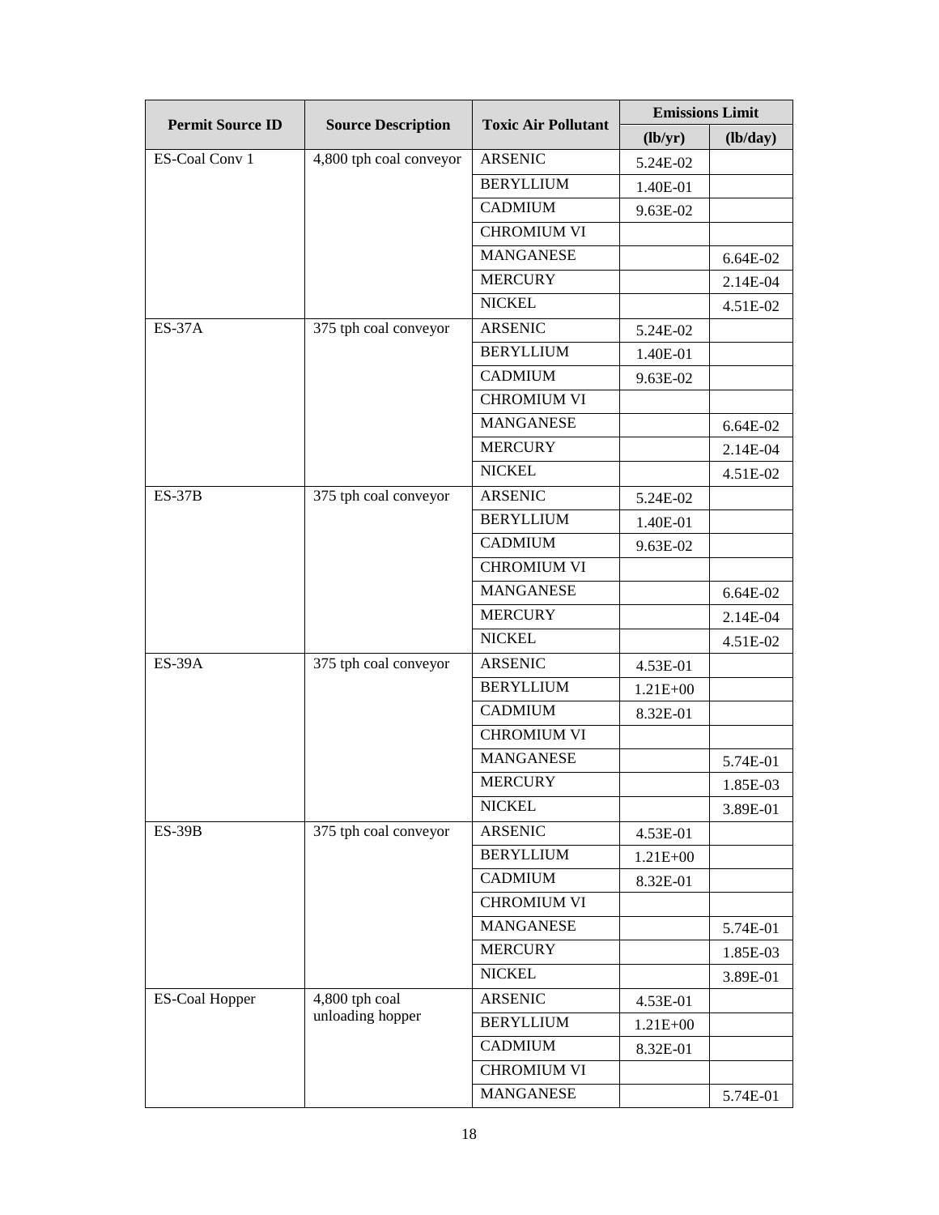| Permit Source ID | Source Description | Toxic Air Pollutant | Emissions Limit | |
|---|---|---|---|---|
| | | | (lb/yr) | (lb/day) |
| ES-Coal Conv 1 | 4,800 tph coal conveyor | ARSENIC | 5.24E-02 | |
| | | BERYLLIUM | 1.40E-01 | |
| | | CADMIUM | 9.63E-02 | |
| | | CHROMIUM VI | | |
| | | MANGANESE | | 6.64E-02 |
| | | MERCURY | | 2.14E-04 |
| | | NICKEL | | 4.51E-02 |
| ES-37A | 375 tph coal conveyor | ARSENIC | 5.24E-02 | |
| | | BERYLLIUM | 1.40E-01 | |
| | | CADMIUM | 9.63E-02 | |
| | | CHROMIUM VI | | |
| | | MANGANESE | | 6.64E-02 |
| | | MERCURY | | 2.14E-04 |
| | | NICKEL | | 4.51E-02 |
| ES-37B | 375 tph coal conveyor | ARSENIC | 5.24E-02 | |
| | | BERYLLIUM | 1.40E-01 | |
| | | CADMIUM | 9.63E-02 | |
| | | CHROMIUM VI | | |
| | | MANGANESE | | 6.64E-02 |
| | | MERCURY | | 2.14E-04 |
| | | NICKEL | | 4.51E-02 |
| ES-39A | 375 tph coal conveyor | ARSENIC | 4.53E-01 | |
| | | BERYLLIUM | 1.21E+00 | |
| | | CADMIUM | 8.32E-01 | |
| | | CHROMIUM VI | | |
| | | MANGANESE | | 5.74E-01 |
| | | MERCURY | | 1.85E-03 |
| | | NICKEL | | 3.89E-01 |
| ES-39B | 375 tph coal conveyor | ARSENIC | 4.53E-01 | |
| | | BERYLLIUM | 1.21E+00 | |
| | | CADMIUM | 8.32E-01 | |
| | | CHROMIUM VI | | |
| | | MANGANESE | | 5.74E-01 |
| | | MERCURY | | 1.85E-03 |
| | | NICKEL | | 3.89E-01 |
| ES-Coal Hopper | 4,800 tph coal unloading hopper | ARSENIC | 4.53E-01 | |
| | | BERYLLIUM | 1.21E+00 | |
| | | CADMIUM | 8.32E-01 | |
| | | CHROMIUM VI | | |
| | | MANGANESE | | 5.74E-01 |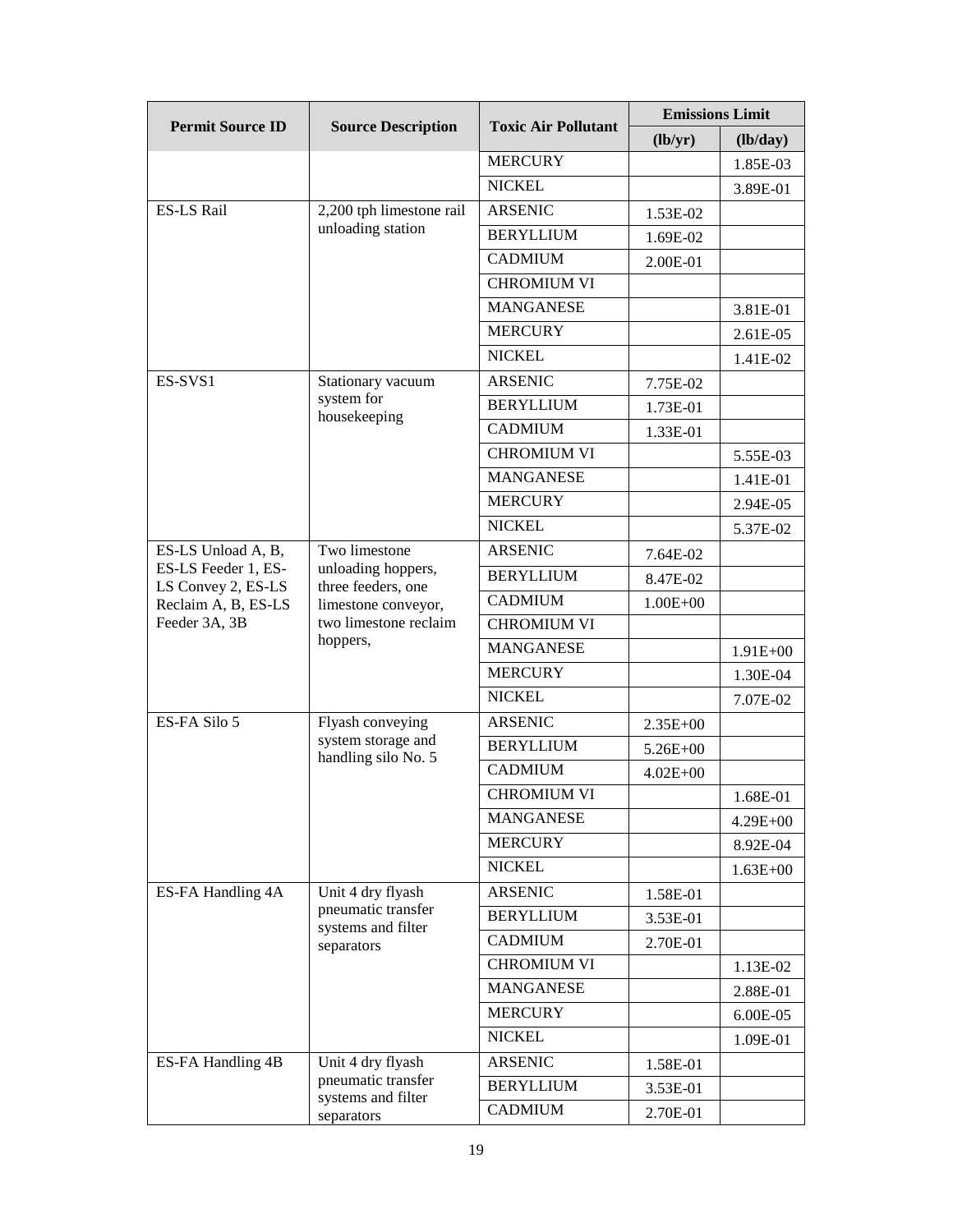| Permit Source ID | Source Description | Toxic Air Pollutant | Emissions Limit | |
|---|---|---|---|---|
| | | | (lb/yr) | (lb/day) |
| | | MERCURY | | 1.85E-03 |
| | | NICKEL | | 3.89E-01 |
| ES-LS Rail | 2,200 tph limestone rail unloading station | ARSENIC | 1.53E-02 | |
| | | BERYLLIUM | 1.69E-02 | |
| | | CADMIUM | 2.00E-01 | |
| | | CHROMIUM VI | | |
| | | MANGANESE | | 3.81E-01 |
| | | MERCURY | | 2.61E-05 |
| | | NICKEL | | 1.41E-02 |
| ES-SVS1 | Stationary vacuum system for housekeeping | ARSENIC | 7.75E-02 | |
| | | BERYLLIUM | 1.73E-01 | |
| | | CADMIUM | 1.33E-01 | |
| | | CHROMIUM VI | | 5.55E-03 |
| | | MANGANESE | | 1.41E-01 |
| | | MERCURY | | 2.94E-05 |
| | | NICKEL | | 5.37E-02 |
| ES-LS Unload A, B, ES-LS Feeder 1, ES-LS Convey 2, ES-LS Reclaim A, B, ES-LS Feeder 3A, 3B | Two limestone unloading hoppers, three feeders, one limestone conveyor, two limestone reclaim hoppers, | ARSENIC | 7.64E-02 | |
| | | BERYLLIUM | 8.47E-02 | |
| | | CADMIUM | 1.00E+00 | |
| | | CHROMIUM VI | | |
| | | MANGANESE | | 1.91E+00 |
| | | MERCURY | | 1.30E-04 |
| | | NICKEL | | 7.07E-02 |
| ES-FA Silo 5 | Flyash conveying system storage and handling silo No. 5 | ARSENIC | 2.35E+00 | |
| | | BERYLLIUM | 5.26E+00 | |
| | | CADMIUM | 4.02E+00 | |
| | | CHROMIUM VI | | 1.68E-01 |
| | | MANGANESE | | 4.29E+00 |
| | | MERCURY | | 8.92E-04 |
| | | NICKEL | | 1.63E+00 |
| ES-FA Handling 4A | Unit 4 dry flyash pneumatic transfer systems and filter separators | ARSENIC | 1.58E-01 | |
| | | BERYLLIUM | 3.53E-01 | |
| | | CADMIUM | 2.70E-01 | |
| | | CHROMIUM VI | | 1.13E-02 |
| | | MANGANESE | | 2.88E-01 |
| | | MERCURY | | 6.00E-05 |
| | | NICKEL | | 1.09E-01 |
| ES-FA Handling 4B | Unit 4 dry flyash pneumatic transfer systems and filter separators | ARSENIC | 1.58E-01 | |
| | | BERYLLIUM | 3.53E-01 | |
| | | CADMIUM | 2.70E-01 | |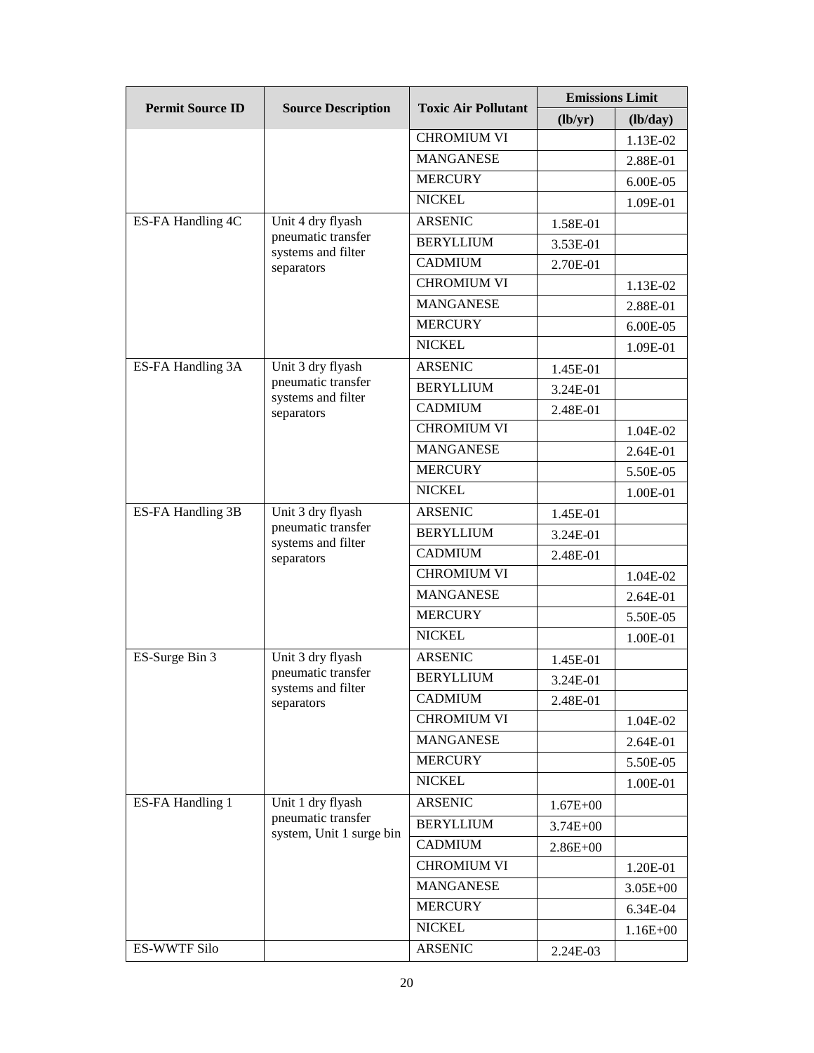| Permit Source ID | Source Description | Toxic Air Pollutant | Emissions Limit | |
|---|---|---|---|---|
| | | | (lb/yr) | (lb/day) |
| | | CHROMIUM VI | | 1.13E-02 |
| | | MANGANESE | | 2.88E-01 |
| | | MERCURY | | 6.00E-05 |
| | | NICKEL | | 1.09E-01 |
| ES-FA Handling 4C | Unit 4 dry flyash pneumatic transfer systems and filter separators | ARSENIC | 1.58E-01 | |
| | | BERYLLIUM | 3.53E-01 | |
| | | CADMIUM | 2.70E-01 | |
| | | CHROMIUM VI | | 1.13E-02 |
| | | MANGANESE | | 2.88E-01 |
| | | MERCURY | | 6.00E-05 |
| | | NICKEL | | 1.09E-01 |
| ES-FA Handling 3A | Unit 3 dry flyash pneumatic transfer systems and filter separators | ARSENIC | 1.45E-01 | |
| | | BERYLLIUM | 3.24E-01 | |
| | | CADMIUM | 2.48E-01 | |
| | | CHROMIUM VI | | 1.04E-02 |
| | | MANGANESE | | 2.64E-01 |
| | | MERCURY | | 5.50E-05 |
| | | NICKEL | | 1.00E-01 |
| ES-FA Handling 3B | Unit 3 dry flyash pneumatic transfer systems and filter separators | ARSENIC | 1.45E-01 | |
| | | BERYLLIUM | 3.24E-01 | |
| | | CADMIUM | 2.48E-01 | |
| | | CHROMIUM VI | | 1.04E-02 |
| | | MANGANESE | | 2.64E-01 |
| | | MERCURY | | 5.50E-05 |
| | | NICKEL | | 1.00E-01 |
| ES-Surge Bin 3 | Unit 3 dry flyash pneumatic transfer systems and filter separators | ARSENIC | 1.45E-01 | |
| | | BERYLLIUM | 3.24E-01 | |
| | | CADMIUM | 2.48E-01 | |
| | | CHROMIUM VI | | 1.04E-02 |
| | | MANGANESE | | 2.64E-01 |
| | | MERCURY | | 5.50E-05 |
| | | NICKEL | | 1.00E-01 |
| ES-FA Handling 1 | Unit 1 dry flyash pneumatic transfer system, Unit 1 surge bin | ARSENIC | 1.67E+00 | |
| | | BERYLLIUM | 3.74E+00 | |
| | | CADMIUM | 2.86E+00 | |
| | | CHROMIUM VI | | 1.20E-01 |
| | | MANGANESE | | 3.05E+00 |
| | | MERCURY | | 6.34E-04 |
| | | NICKEL | | 1.16E+00 |
| ES-WWTF Silo | | ARSENIC | 2.24E-03 | |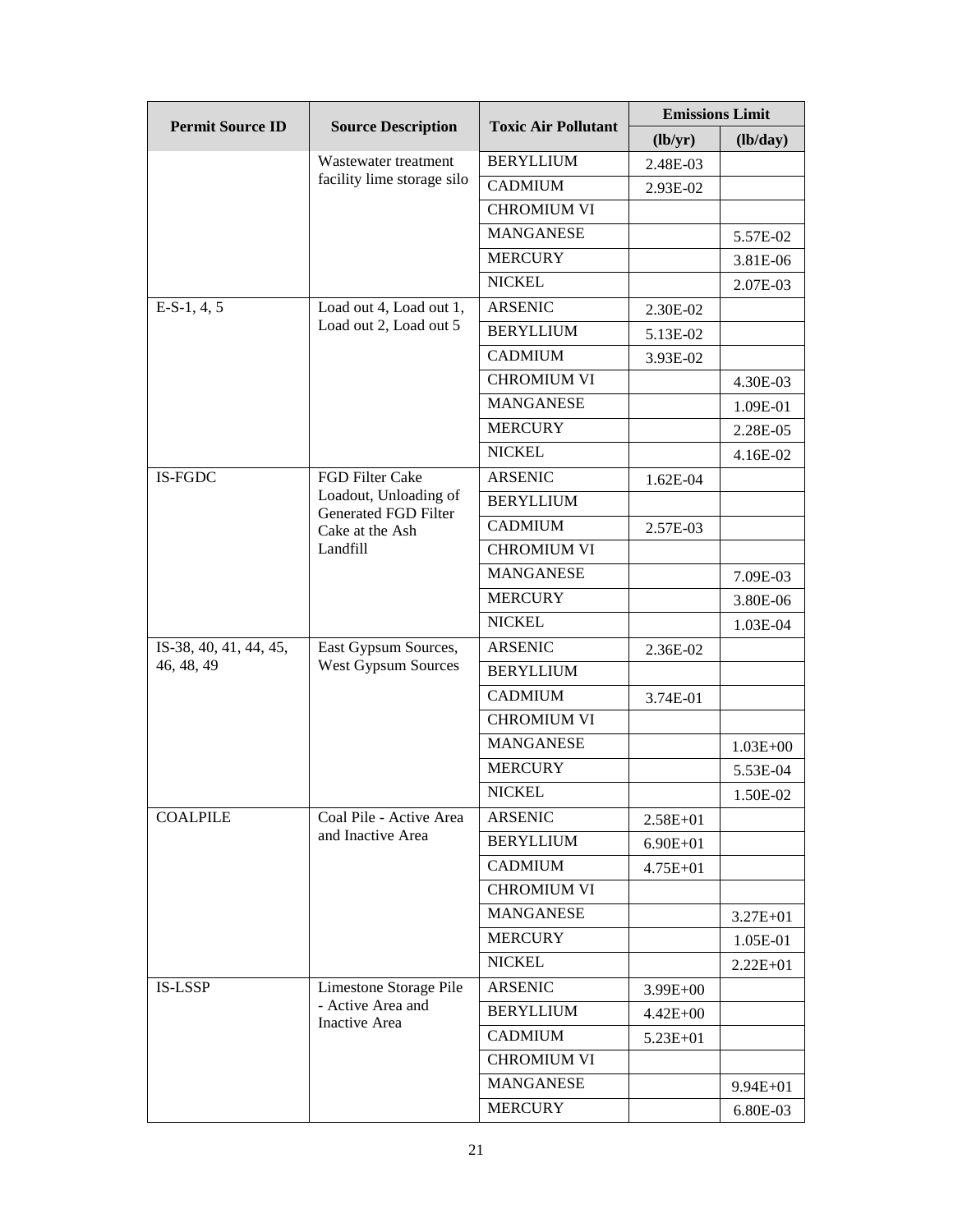| Permit Source ID | Source Description | Toxic Air Pollutant | Emissions Limit | |
|---|---|---|---|---|
| | | | (lb/yr) | (lb/day) |
| | Wastewater treatment facility lime storage silo | BERYLLIUM | 2.48E-03 | |
| | | CADMIUM | 2.93E-02 | |
| | | CHROMIUM VI | | |
| | | MANGANESE | | 5.57E-02 |
| | | MERCURY | | 3.81E-06 |
| | | NICKEL | | 2.07E-03 |
| E-S-1, 4, 5 | Load out 4, Load out 1, Load out 2, Load out 5 | ARSENIC | 2.30E-02 | |
| | | BERYLLIUM | 5.13E-02 | |
| | | CADMIUM | 3.93E-02 | |
| | | CHROMIUM VI | | 4.30E-03 |
| | | MANGANESE | | 1.09E-01 |
| | | MERCURY | | 2.28E-05 |
| | | NICKEL | | 4.16E-02 |
| IS-FGDC | FGD Filter Cake Loadout, Unloading of Generated FGD Filter Cake at the Ash Landfill | ARSENIC | 1.62E-04 | |
| | | BERYLLIUM | | |
| | | CADMIUM | 2.57E-03 | |
| | | CHROMIUM VI | | |
| | | MANGANESE | | 7.09E-03 |
| | | MERCURY | | 3.80E-06 |
| | | NICKEL | | 1.03E-04 |
| IS-38, 40, 41, 44, 45, 46, 48, 49 | East Gypsum Sources, West Gypsum Sources | ARSENIC | 2.36E-02 | |
| | | BERYLLIUM | | |
| | | CADMIUM | 3.74E-01 | |
| | | CHROMIUM VI | | |
| | | MANGANESE | | 1.03E+00 |
| | | MERCURY | | 5.53E-04 |
| | | NICKEL | | 1.50E-02 |
| COALPILE | Coal Pile - Active Area and Inactive Area | ARSENIC | 2.58E+01 | |
| | | BERYLLIUM | 6.90E+01 | |
| | | CADMIUM | 4.75E+01 | |
| | | CHROMIUM VI | | |
| | | MANGANESE | | 3.27E+01 |
| | | MERCURY | | 1.05E-01 |
| | | NICKEL | | 2.22E+01 |
| IS-LSSP | Limestone Storage Pile - Active Area and Inactive Area | ARSENIC | 3.99E+00 | |
| | | BERYLLIUM | 4.42E+00 | |
| | | CADMIUM | 5.23E+01 | |
| | | CHROMIUM VI | | |
| | | MANGANESE | | 9.94E+01 |
| | | MERCURY | | 6.80E-03 |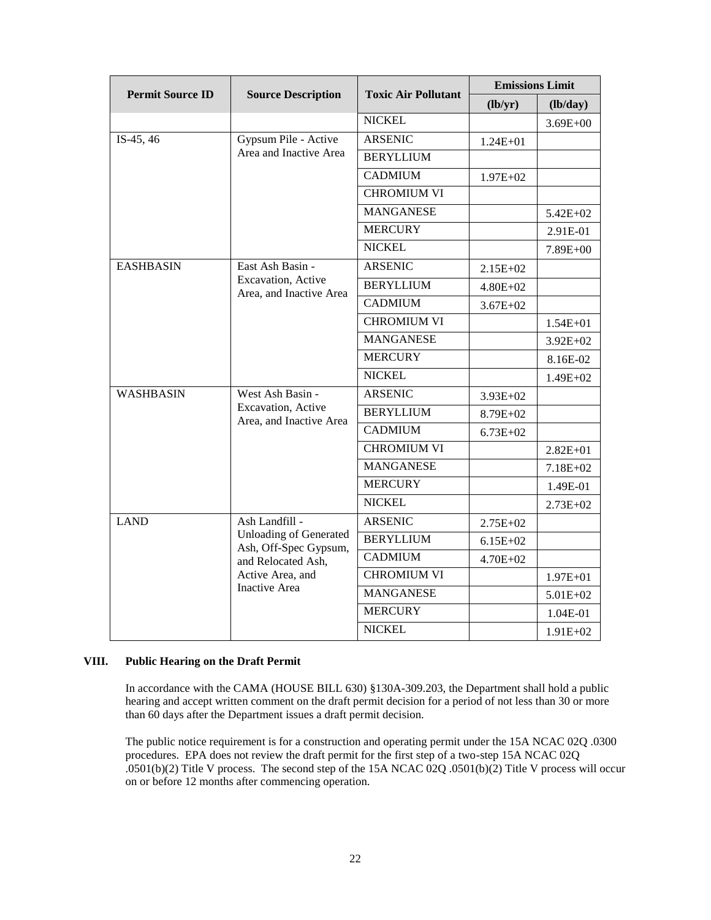| Permit Source ID | Source Description | Toxic Air Pollutant | Emissions Limit | |
|---|---|---|---|---|
| | | | (lb/yr) | (lb/day) |
| | | NICKEL | | 3.69E+00 |
| IS-45, 46 | Gypsum Pile - Active Area and Inactive Area | ARSENIC | 1.24E+01 | |
| | | BERYLLIUM | | |
| | | CADMIUM | 1.97E+02 | |
| | | CHROMIUM VI | | |
| | | MANGANESE | | 5.42E+02 |
| | | MERCURY | | 2.91E-01 |
| | | NICKEL | | 7.89E+00 |
| EASHBASIN | East Ash Basin - Excavation, Active Area, and Inactive Area | ARSENIC | 2.15E+02 | |
| | | BERYLLIUM | 4.80E+02 | |
| | | CADMIUM | 3.67E+02 | |
| | | CHROMIUM VI | | 1.54E+01 |
| | | MANGANESE | | 3.92E+02 |
| | | MERCURY | | 8.16E-02 |
| | | NICKEL | | 1.49E+02 |
| WASHBASIN | West Ash Basin - Excavation, Active Area, and Inactive Area | ARSENIC | 3.93E+02 | |
| | | BERYLLIUM | 8.79E+02 | |
| | | CADMIUM | 6.73E+02 | |
| | | CHROMIUM VI | | 2.82E+01 |
| | | MANGANESE | | 7.18E+02 |
| | | MERCURY | | 1.49E-01 |
| | | NICKEL | | 2.73E+02 |
| LAND | Ash Landfill - Unloading of Generated Ash, Off-Spec Gypsum, and Relocated Ash, Active Area, and Inactive Area | ARSENIC | 2.75E+02 | |
| | | BERYLLIUM | 6.15E+02 | |
| | | CADMIUM | 4.70E+02 | |
| | | CHROMIUM VI | | 1.97E+01 |
| | | MANGANESE | | 5.01E+02 |
| | | MERCURY | | 1.04E-01 |
| | | NICKEL | | 1.91E+02 |

## VIII. Public Hearing on the Draft Permit

In accordance with the CAMA (HOUSE BILL 630) §130A-309.203, the Department shall hold a public hearing and accept written comment on the draft permit decision for a period of not less than 30 or more than 60 days after the Department issues a draft permit decision.

The public notice requirement is for a construction and operating permit under the 15A NCAC 02Q .0300 procedures. EPA does not review the draft permit for the first step of a two-step 15A NCAC 02Q .0501(b)(2) Title V process. The second step of the 15A NCAC 02Q .0501(b)(2) Title V process will occur on or before 12 months after commencing operation.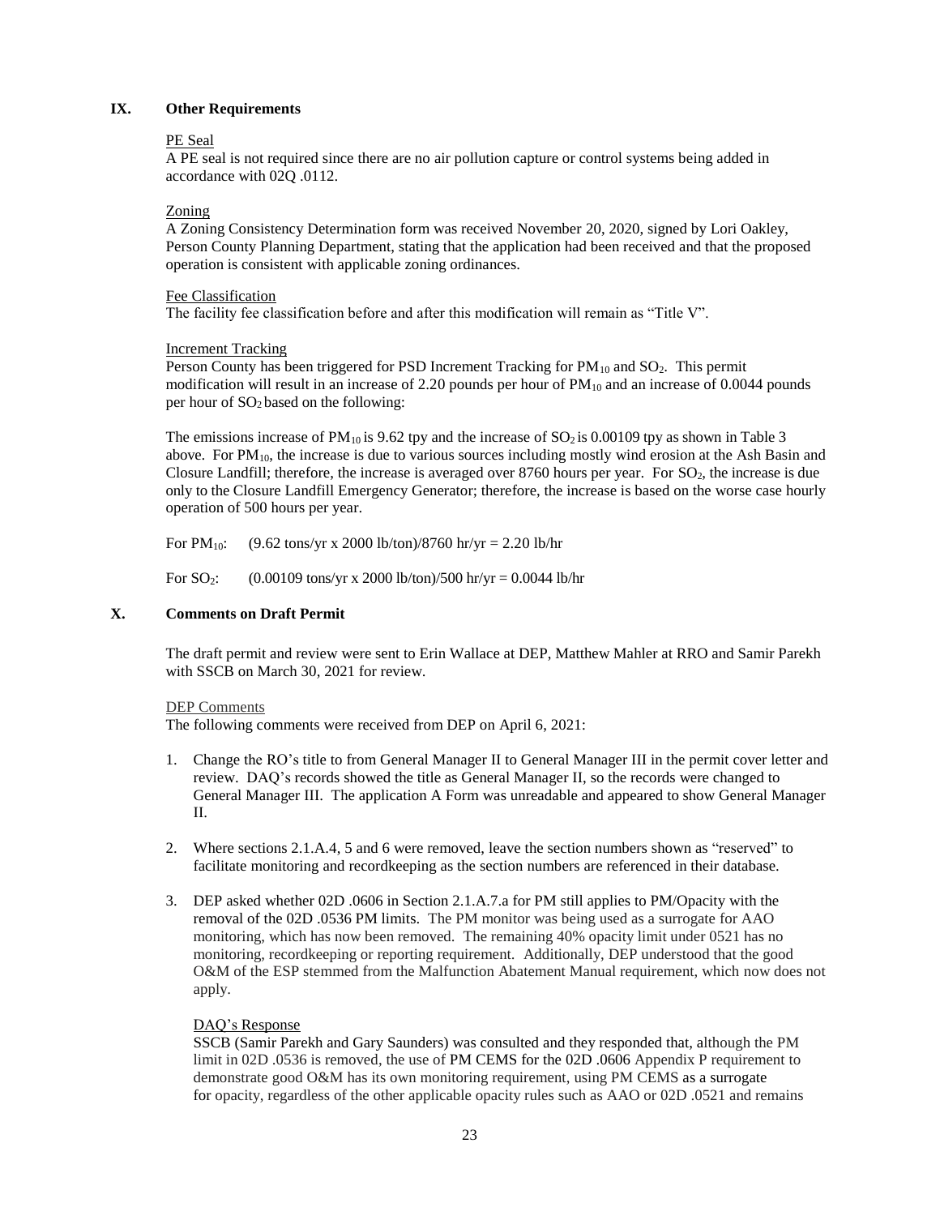## IX. Other Requirements

PE Seal

A PE seal is not required since there are no air pollution capture or control systems being added in accordance with 02Q .0112.

Zoning

A Zoning Consistency Determination form was received November 20, 2020, signed by Lori Oakley, Person County Planning Department, stating that the application had been received and that the proposed operation is consistent with applicable zoning ordinances.

Fee Classification

The facility fee classification before and after this modification will remain as "Title V".

Increment Tracking

Person County has been triggered for PSD Increment Tracking for $PM_{10}$ and $SO_2$. This permit modification will result in an increase of 2.20 pounds per hour of $PM_{10}$ and an increase of 0.0044 pounds per hour of $SO_2$ based on the following:

The emissions increase of $PM_{10}$ is 9.62 tpy and the increase of $SO_2$ is 0.00109 tpy as shown in Table 3 above. For $PM_{10}$, the increase is due to various sources including mostly wind erosion at the Ash Basin and Closure Landfill; therefore, the increase is averaged over 8760 hours per year. For $SO_2$, the increase is due only to the Closure Landfill Emergency Generator; therefore, the increase is based on the worse case hourly operation of 500 hours per year.

For $PM_{10}$: (9.62 tons/yr x 2000 lb/ton)/8760 hr/yr = 2.20 lb/hr

For $SO_2$: (0.00109 tons/yr x 2000 lb/ton)/500 hr/yr = 0.0044 lb/hr

## X. Comments on Draft Permit

The draft permit and review were sent to Erin Wallace at DEP, Matthew Mahler at RRO and Samir Parekh with SSCB on March 30, 2021 for review.

DEP Comments

The following comments were received from DEP on April 6, 2021:

1. Change the RO's title to from General Manager II to General Manager III in the permit cover letter and review. DAQ's records showed the title as General Manager II, so the records were changed to General Manager III. The application A Form was unreadable and appeared to show General Manager II.
2. Where sections 2.1.A.4, 5 and 6 were removed, leave the section numbers shown as "reserved" to facilitate monitoring and recordkeeping as the section numbers are referenced in their database.
3. DEP asked whether 02D .0606 in Section 2.1.A.7.a for PM still applies to PM/Opacity with the removal of the 02D .0536 PM limits. The PM monitor was being used as a surrogate for AAO monitoring, which has now been removed. The remaining 40% opacity limit under 0521 has no monitoring, recordkeeping or reporting requirement. Additionally, DEP understood that the good O&M of the ESP stemmed from the Malfunction Abatement Manual requirement, which now does not apply.

   DAQ's Response

   SSCB (Samir Parekh and Gary Saunders) was consulted and they responded that, although the PM limit in 02D .0536 is removed, the use of PM CEMS for the 02D .0606 Appendix P requirement to demonstrate good O&M has its own monitoring requirement, using PM CEMS as a surrogate for opacity, regardless of the other applicable opacity rules such as AAO or 02D .0521 and remains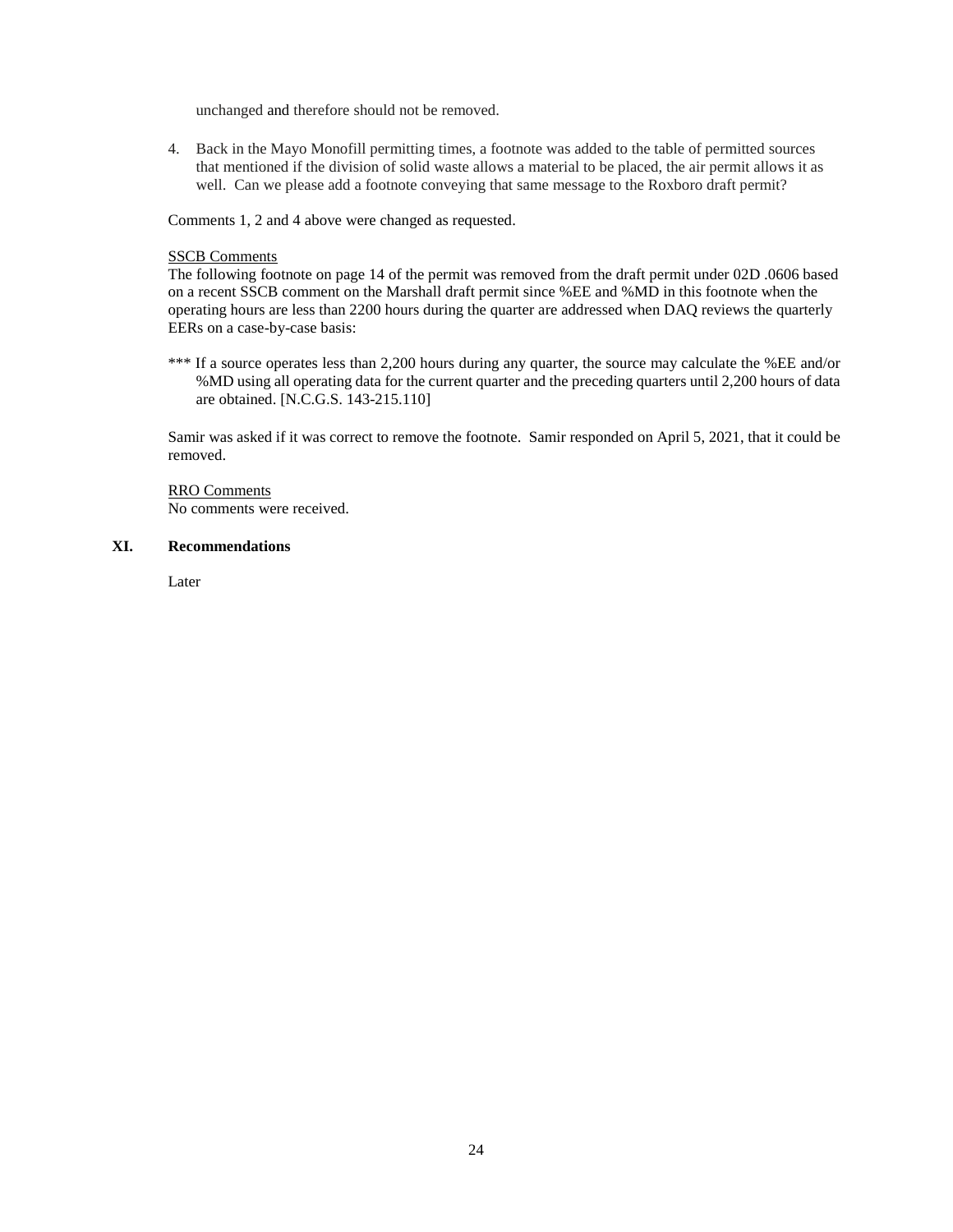unchanged and therefore should not be removed.

4. Back in the Mayo Monofill permitting times, a footnote was added to the table of permitted sources that mentioned if the division of solid waste allows a material to be placed, the air permit allows it as well. Can we please add a footnote conveying that same message to the Roxboro draft permit?

Comments 1, 2 and 4 above were changed as requested.

<u>SSCB Comments</u>
The following footnote on page 14 of the permit was removed from the draft permit under 02D .0606 based on a recent SSCB comment on the Marshall draft permit since %EE and %MD in this footnote when the operating hours are less than 2200 hours during the quarter are addressed when DAQ reviews the quarterly EERs on a case-by-case basis:

*** If a source operates less than 2,200 hours during any quarter, the source may calculate the %EE and/or %MD using all operating data for the current quarter and the preceding quarters until 2,200 hours of data are obtained. [N.C.G.S. 143-215.110]

Samir was asked if it was correct to remove the footnote. Samir responded on April 5, 2021, that it could be removed.

<u>RRO Comments</u>
No comments were received.

## XI. Recommendations

Later